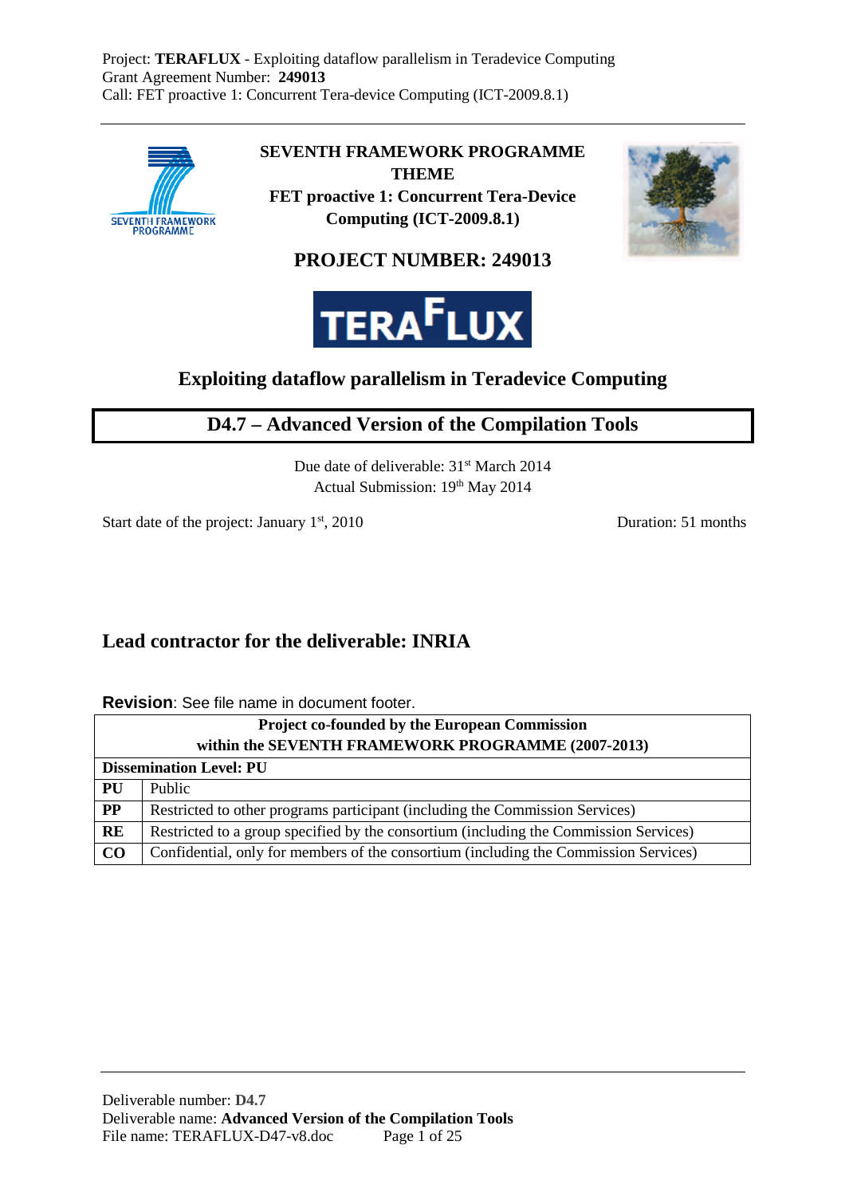Project: **TERAFLUX** - Exploiting dataflow parallelism in Teradevice Computing
Grant Agreement Number: **249013**
Call: FET proactive 1: Concurrent Tera-device Computing (ICT-2009.8.1)

**SEVENTH FRAMEWORK PROGRAMME**
**THEME**
**FET proactive 1: Concurrent Tera-Device Computing (ICT-2009.8.1)**

## PROJECT NUMBER: 249013

**TERAFLUX**

## Exploiting dataflow parallelism in Teradevice Computing

# D4.7 – Advanced Version of the Compilation Tools

Due date of deliverable: 31st March 2014
Actual Submission: 19th May 2014

Start date of the project: January 1st, 2010

Duration: 51 months

## Lead contractor for the deliverable: INRIA

**Revision**: See file name in document footer.

| Project co-founded by the European Commission within the SEVENTH FRAMEWORK PROGRAMME (2007-2013) | |
|---|---|
| **Dissemination Level: PU** | |
| **PU** | Public |
| **PP** | Restricted to other programs participant (including the Commission Services) |
| **RE** | Restricted to a group specified by the consortium (including the Commission Services) |
| **CO** | Confidential, only for members of the consortium (including the Commission Services) |

Deliverable number: **D4.7**
Deliverable name: **Advanced Version of the Compilation Tools**
File name: TERAFLUX-D47-v8.doc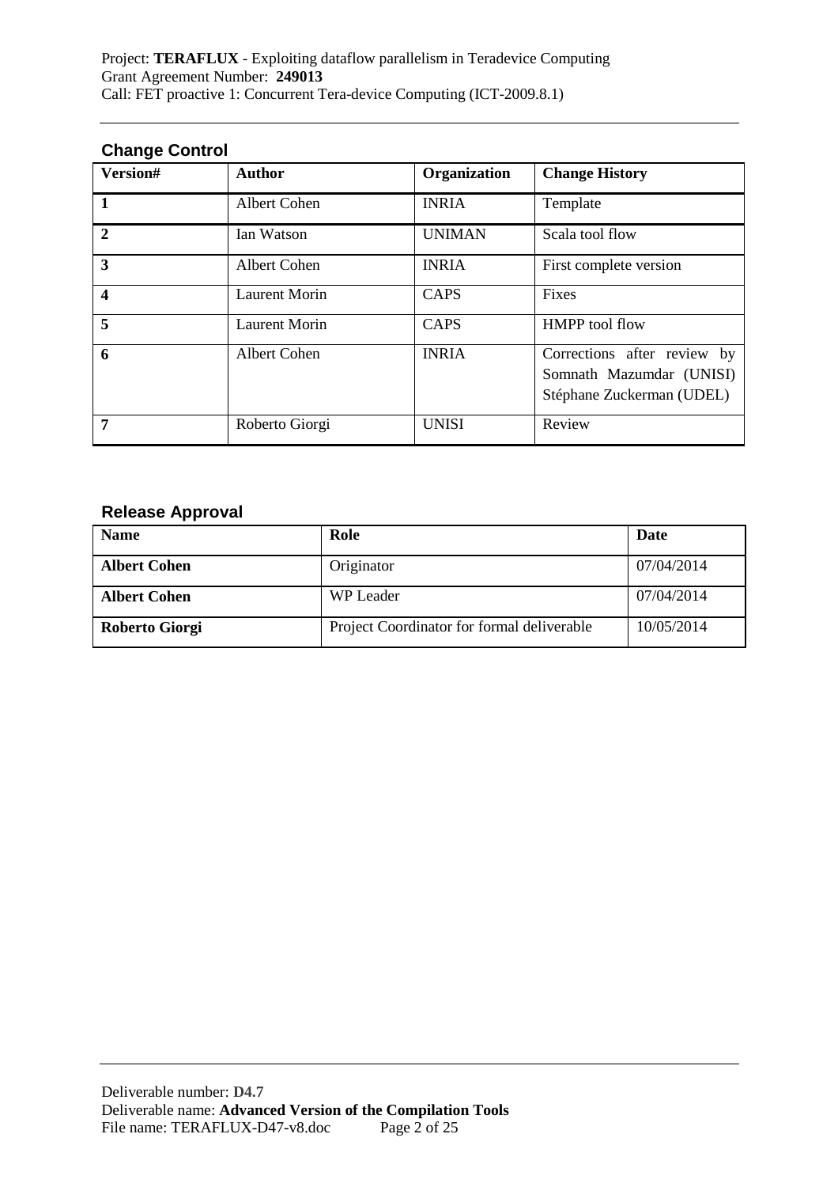## Change Control

| Version# | Author | Organization | Change History |
|---|---|---|---|
| 1 | Albert Cohen | INRIA | Template |
| 2 | Ian Watson | UNIMAN | Scala tool flow |
| 3 | Albert Cohen | INRIA | First complete version |
| 4 | Laurent Morin | CAPS | Fixes |
| 5 | Laurent Morin | CAPS | HMPP tool flow |
| 6 | Albert Cohen | INRIA | Corrections after review by Somnath Mazumdar (UNISI) Stéphane Zuckerman (UDEL) |
| 7 | Roberto Giorgi | UNISI | Review |

## Release Approval

| Name | Role | Date |
|---|---|---|
| **Albert Cohen** | Originator | 07/04/2014 |
| **Albert Cohen** | WP Leader | 07/04/2014 |
| **Roberto Giorgi** | Project Coordinator for formal deliverable | 10/05/2014 |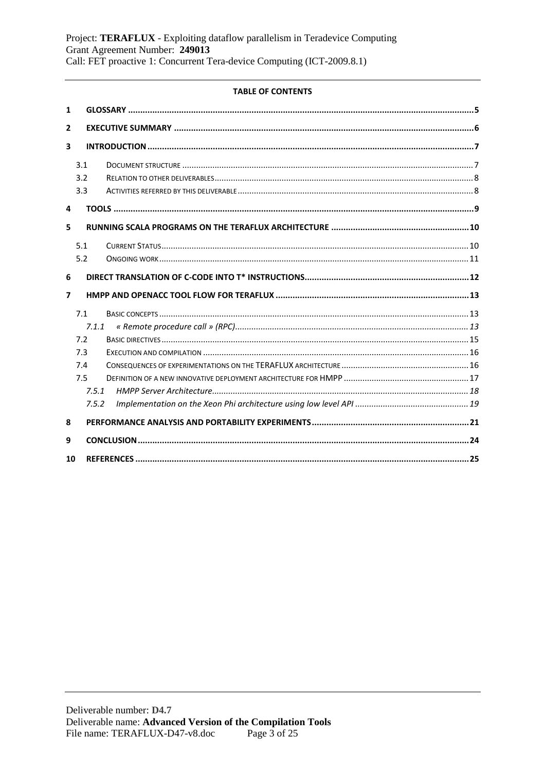**TABLE OF CONTENTS**

1 GLOSSARY ........................................................................................................................................5

2 EXECUTIVE SUMMARY ......................................................................................................................6

3 INTRODUCTION .................................................................................................................................7

- 3.1 DOCUMENT STRUCTURE ..................................................................................................................7
- 3.2 RELATION TO OTHER DELIVERABLES .................................................................................................8
- 3.3 ACTIVITIES REFERRED BY THIS DELIVERABLE .....................................................................................8

4 TOOLS ..............................................................................................................................................9

5 RUNNING SCALA PROGRAMS ON THE TERAFLUX ARCHITECTURE .....................................................10

- 5.1 CURRENT STATUS ..........................................................................................................................10
- 5.2 ONGOING WORK ............................................................................................................................11

6 DIRECT TRANSLATION OF C-CODE INTO T* INSTRUCTIONS ...............................................................12

7 HMPP AND OPENACC TOOL FLOW FOR TERAFLUX ...........................................................................13

- 7.1 BASIC CONCEPTS ...........................................................................................................................13
  - 7.1.1 *« Remote procedure call » (RPC)* ..............................................................................................13
- 7.2 BASIC DIRECTIVES .........................................................................................................................15
- 7.3 EXECUTION AND COMPILATION .......................................................................................................16
- 7.4 CONSEQUENCES OF EXPERIMENTATIONS ON THE TERAFLUX ARCHITECTURE ........................................16
- 7.5 DEFINITION OF A NEW INNOVATIVE DEPLOYMENT ARCHITECTURE FOR HMPP .......................................17
  - 7.5.1 *HMPP Server Architecture* ........................................................................................................18
  - 7.5.2 *Implementation on the Xeon Phi architecture using low level API* ..............................................19

8 PERFORMANCE ANALYSIS AND PORTABILITY EXPERIMENTS ............................................................21

9 CONCLUSION ...................................................................................................................................24

10 REFERENCES ....................................................................................................................................25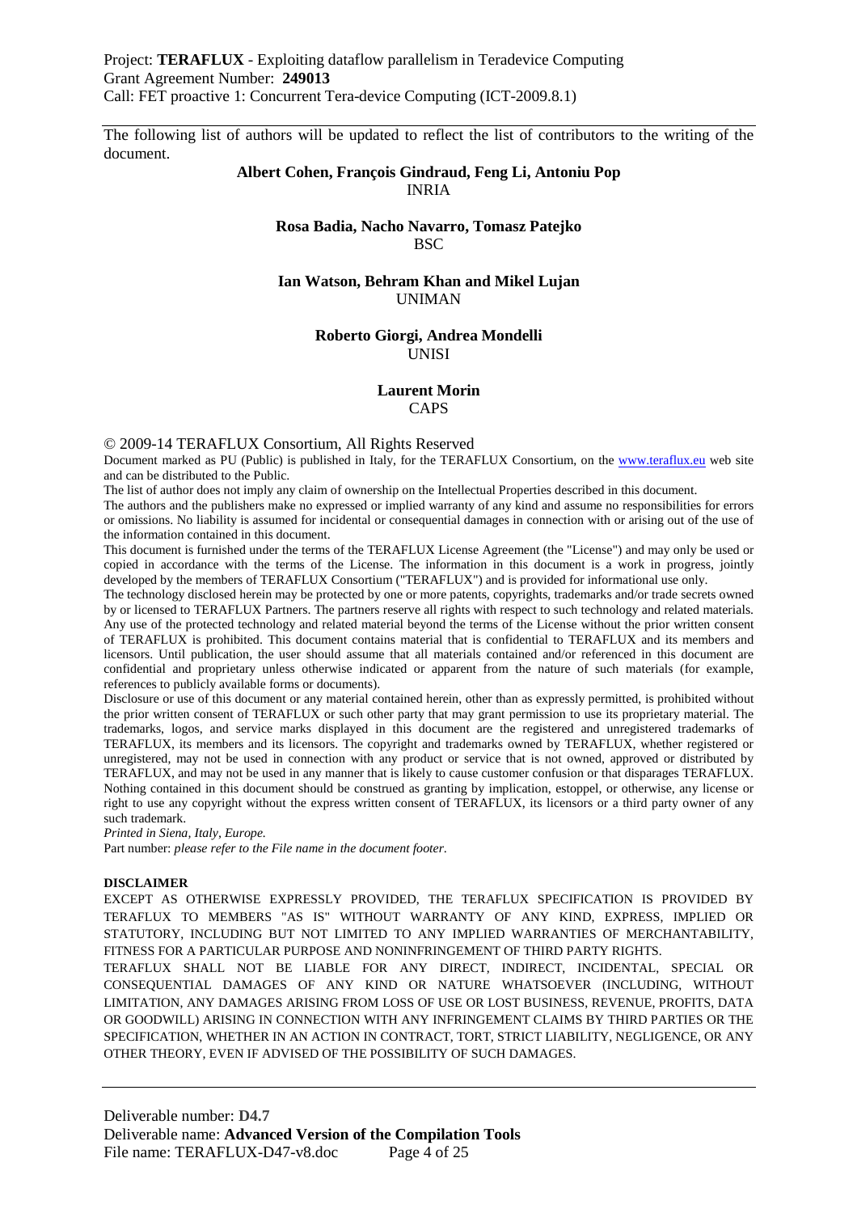The following list of authors will be updated to reflect the list of contributors to the writing of the document.

**Albert Cohen, François Gindraud, Feng Li, Antoniu Pop**
INRIA

**Rosa Badia, Nacho Navarro, Tomasz Patejko**
BSC

**Ian Watson, Behram Khan and Mikel Lujan**
UNIMAN

**Roberto Giorgi, Andrea Mondelli**
UNISI

**Laurent Morin**
CAPS

© 2009-14 TERAFLUX Consortium, All Rights Reserved

Document marked as PU (Public) is published in Italy, for the TERAFLUX Consortium, on the www.teraflux.eu web site and can be distributed to the Public.

The list of author does not imply any claim of ownership on the Intellectual Properties described in this document.

The authors and the publishers make no expressed or implied warranty of any kind and assume no responsibilities for errors or omissions. No liability is assumed for incidental or consequential damages in connection with or arising out of the use of the information contained in this document.

This document is furnished under the terms of the TERAFLUX License Agreement (the "License") and may only be used or copied in accordance with the terms of the License. The information in this document is a work in progress, jointly developed by the members of TERAFLUX Consortium ("TERAFLUX") and is provided for informational use only.

The technology disclosed herein may be protected by one or more patents, copyrights, trademarks and/or trade secrets owned by or licensed to TERAFLUX Partners. The partners reserve all rights with respect to such technology and related materials. Any use of the protected technology and related material beyond the terms of the License without the prior written consent of TERAFLUX is prohibited. This document contains material that is confidential to TERAFLUX and its members and licensors. Until publication, the user should assume that all materials contained and/or referenced in this document are confidential and proprietary unless otherwise indicated or apparent from the nature of such materials (for example, references to publicly available forms or documents).

Disclosure or use of this document or any material contained herein, other than as expressly permitted, is prohibited without the prior written consent of TERAFLUX or such other party that may grant permission to use its proprietary material. The trademarks, logos, and service marks displayed in this document are the registered and unregistered trademarks of TERAFLUX, its members and its licensors. The copyright and trademarks owned by TERAFLUX, whether registered or unregistered, may not be used in connection with any product or service that is not owned, approved or distributed by TERAFLUX, and may not be used in any manner that is likely to cause customer confusion or that disparages TERAFLUX. Nothing contained in this document should be construed as granting by implication, estoppel, or otherwise, any license or right to use any copyright without the express written consent of TERAFLUX, its licensors or a third party owner of any such trademark.

*Printed in Siena, Italy, Europe.*

Part number: *please refer to the File name in the document footer.*

**DISCLAIMER**

EXCEPT AS OTHERWISE EXPRESSLY PROVIDED, THE TERAFLUX SPECIFICATION IS PROVIDED BY TERAFLUX TO MEMBERS "AS IS" WITHOUT WARRANTY OF ANY KIND, EXPRESS, IMPLIED OR STATUTORY, INCLUDING BUT NOT LIMITED TO ANY IMPLIED WARRANTIES OF MERCHANTABILITY, FITNESS FOR A PARTICULAR PURPOSE AND NONINFRINGEMENT OF THIRD PARTY RIGHTS.

TERAFLUX SHALL NOT BE LIABLE FOR ANY DIRECT, INDIRECT, INCIDENTAL, SPECIAL OR CONSEQUENTIAL DAMAGES OF ANY KIND OR NATURE WHATSOEVER (INCLUDING, WITHOUT LIMITATION, ANY DAMAGES ARISING FROM LOSS OF USE OR LOST BUSINESS, REVENUE, PROFITS, DATA OR GOODWILL) ARISING IN CONNECTION WITH ANY INFRINGEMENT CLAIMS BY THIRD PARTIES OR THE SPECIFICATION, WHETHER IN AN ACTION IN CONTRACT, TORT, STRICT LIABILITY, NEGLIGENCE, OR ANY OTHER THEORY, EVEN IF ADVISED OF THE POSSIBILITY OF SUCH DAMAGES.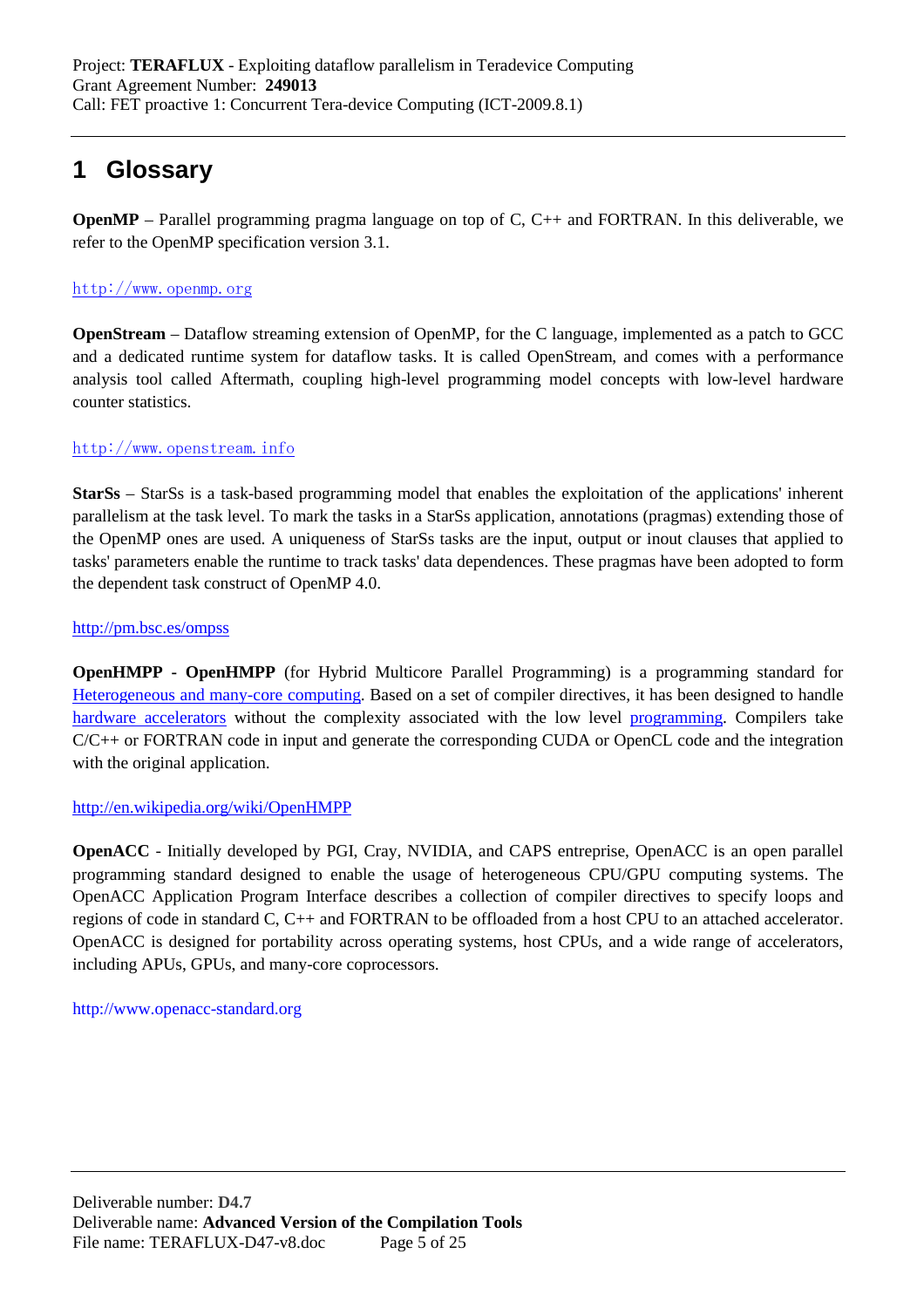# 1 Glossary

**OpenMP** – Parallel programming pragma language on top of C, C++ and FORTRAN. In this deliverable, we refer to the OpenMP specification version 3.1.

http://www.openmp.org

**OpenStream** – Dataflow streaming extension of OpenMP, for the C language, implemented as a patch to GCC and a dedicated runtime system for dataflow tasks. It is called OpenStream, and comes with a performance analysis tool called Aftermath, coupling high-level programming model concepts with low-level hardware counter statistics.

http://www.openstream.info

**StarSs** – StarSs is a task-based programming model that enables the exploitation of the applications' inherent parallelism at the task level. To mark the tasks in a StarSs application, annotations (pragmas) extending those of the OpenMP ones are used. A uniqueness of StarSs tasks are the input, output or inout clauses that applied to tasks' parameters enable the runtime to track tasks' data dependences. These pragmas have been adopted to form the dependent task construct of OpenMP 4.0.

http://pm.bsc.es/ompss

**OpenHMPP - OpenHMPP** (for Hybrid Multicore Parallel Programming) is a programming standard for Heterogeneous and many-core computing. Based on a set of compiler directives, it has been designed to handle hardware accelerators without the complexity associated with the low level programming. Compilers take C/C++ or FORTRAN code in input and generate the corresponding CUDA or OpenCL code and the integration with the original application.

http://en.wikipedia.org/wiki/OpenHMPP

**OpenACC** - Initially developed by PGI, Cray, NVIDIA, and CAPS entreprise, OpenACC is an open parallel programming standard designed to enable the usage of heterogeneous CPU/GPU computing systems. The OpenACC Application Program Interface describes a collection of compiler directives to specify loops and regions of code in standard C, C++ and FORTRAN to be offloaded from a host CPU to an attached accelerator. OpenACC is designed for portability across operating systems, host CPUs, and a wide range of accelerators, including APUs, GPUs, and many-core coprocessors.

http://www.openacc-standard.org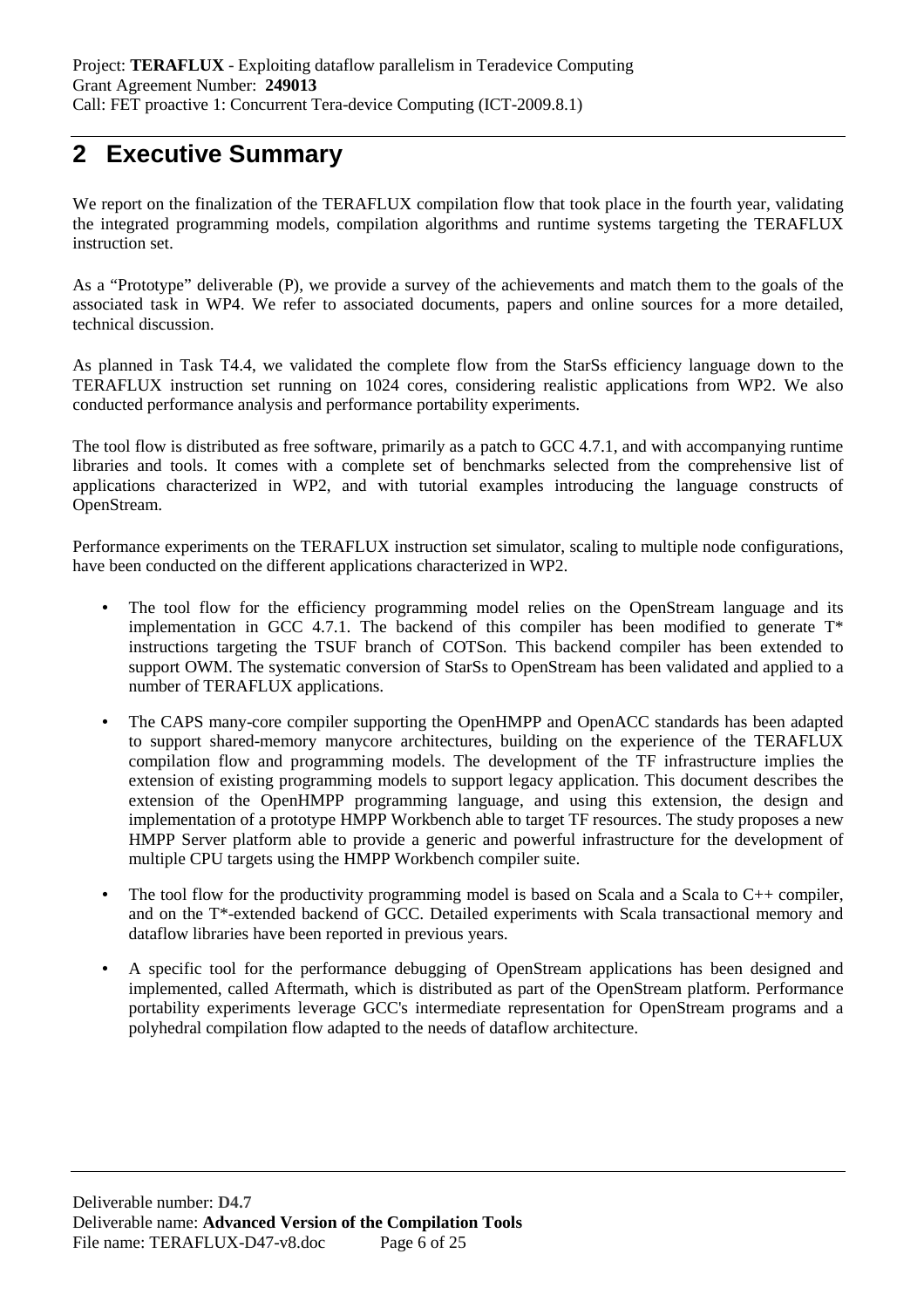## 2 Executive Summary

We report on the finalization of the TERAFLUX compilation flow that took place in the fourth year, validating the integrated programming models, compilation algorithms and runtime systems targeting the TERAFLUX instruction set.

As a "Prototype" deliverable (P), we provide a survey of the achievements and match them to the goals of the associated task in WP4. We refer to associated documents, papers and online sources for a more detailed, technical discussion.

As planned in Task T4.4, we validated the complete flow from the StarSs efficiency language down to the TERAFLUX instruction set running on 1024 cores, considering realistic applications from WP2. We also conducted performance analysis and performance portability experiments.

The tool flow is distributed as free software, primarily as a patch to GCC 4.7.1, and with accompanying runtime libraries and tools. It comes with a complete set of benchmarks selected from the comprehensive list of applications characterized in WP2, and with tutorial examples introducing the language constructs of OpenStream.

Performance experiments on the TERAFLUX instruction set simulator, scaling to multiple node configurations, have been conducted on the different applications characterized in WP2.

- The tool flow for the efficiency programming model relies on the OpenStream language and its implementation in GCC 4.7.1. The backend of this compiler has been modified to generate T* instructions targeting the TSUF branch of COTSon. This backend compiler has been extended to support OWM. The systematic conversion of StarSs to OpenStream has been validated and applied to a number of TERAFLUX applications.
- The CAPS many-core compiler supporting the OpenHMPP and OpenACC standards has been adapted to support shared-memory manycore architectures, building on the experience of the TERAFLUX compilation flow and programming models. The development of the TF infrastructure implies the extension of existing programming models to support legacy application. This document describes the extension of the OpenHMPP programming language, and using this extension, the design and implementation of a prototype HMPP Workbench able to target TF resources. The study proposes a new HMPP Server platform able to provide a generic and powerful infrastructure for the development of multiple CPU targets using the HMPP Workbench compiler suite.
- The tool flow for the productivity programming model is based on Scala and a Scala to C++ compiler, and on the T*-extended backend of GCC. Detailed experiments with Scala transactional memory and dataflow libraries have been reported in previous years.
- A specific tool for the performance debugging of OpenStream applications has been designed and implemented, called Aftermath, which is distributed as part of the OpenStream platform. Performance portability experiments leverage GCC's intermediate representation for OpenStream programs and a polyhedral compilation flow adapted to the needs of dataflow architecture.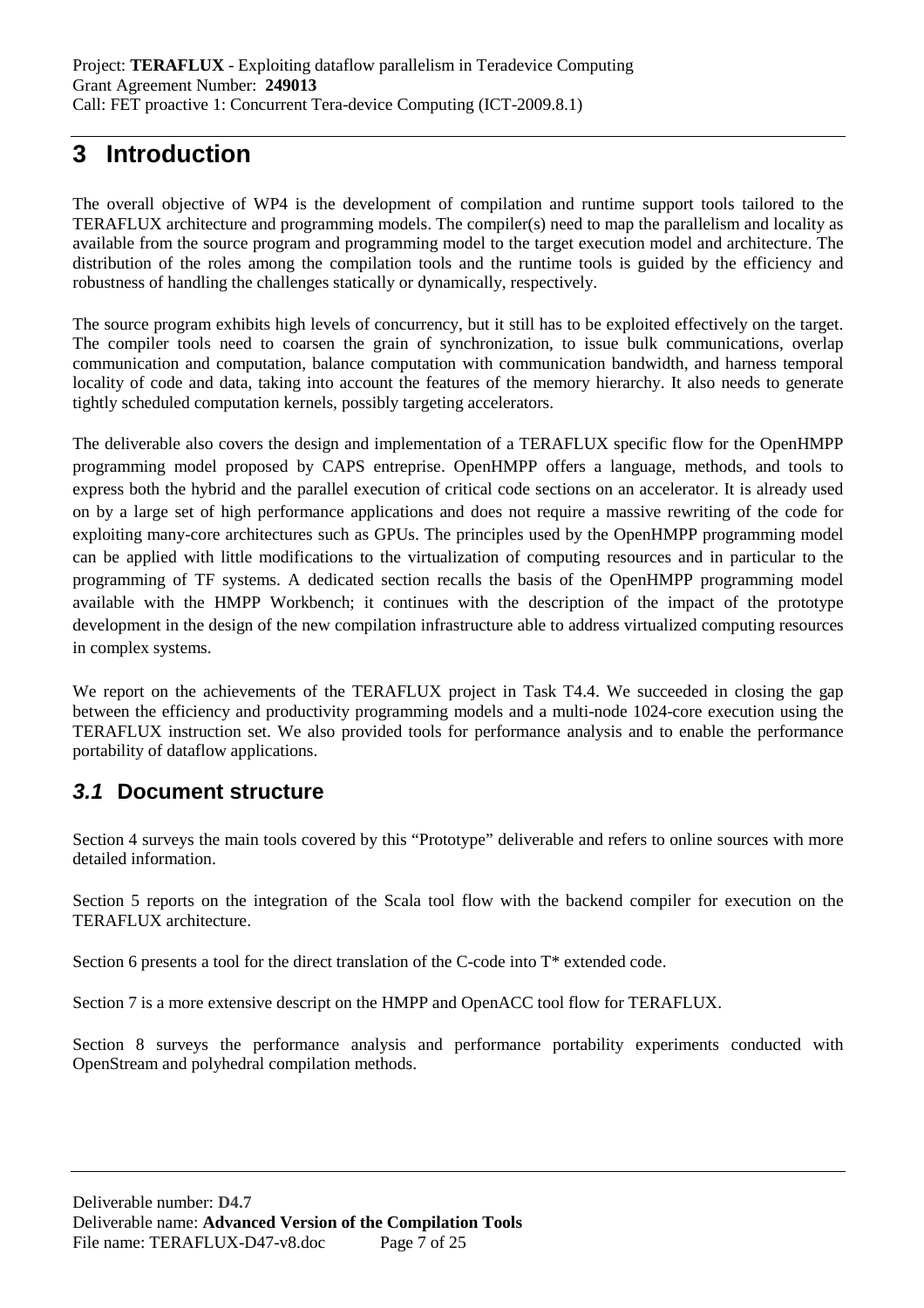# 3 Introduction

The overall objective of WP4 is the development of compilation and runtime support tools tailored to the TERAFLUX architecture and programming models. The compiler(s) need to map the parallelism and locality as available from the source program and programming model to the target execution model and architecture. The distribution of the roles among the compilation tools and the runtime tools is guided by the efficiency and robustness of handling the challenges statically or dynamically, respectively.

The source program exhibits high levels of concurrency, but it still has to be exploited effectively on the target. The compiler tools need to coarsen the grain of synchronization, to issue bulk communications, overlap communication and computation, balance computation with communication bandwidth, and harness temporal locality of code and data, taking into account the features of the memory hierarchy. It also needs to generate tightly scheduled computation kernels, possibly targeting accelerators.

The deliverable also covers the design and implementation of a TERAFLUX specific flow for the OpenHMPP programming model proposed by CAPS entreprise. OpenHMPP offers a language, methods, and tools to express both the hybrid and the parallel execution of critical code sections on an accelerator. It is already used on by a large set of high performance applications and does not require a massive rewriting of the code for exploiting many-core architectures such as GPUs. The principles used by the OpenHMPP programming model can be applied with little modifications to the virtualization of computing resources and in particular to the programming of TF systems. A dedicated section recalls the basis of the OpenHMPP programming model available with the HMPP Workbench; it continues with the description of the impact of the prototype development in the design of the new compilation infrastructure able to address virtualized computing resources in complex systems.

We report on the achievements of the TERAFLUX project in Task T4.4. We succeeded in closing the gap between the efficiency and productivity programming models and a multi-node 1024-core execution using the TERAFLUX instruction set. We also provided tools for performance analysis and to enable the performance portability of dataflow applications.

## *3.1* Document structure

Section 4 surveys the main tools covered by this "Prototype" deliverable and refers to online sources with more detailed information.

Section 5 reports on the integration of the Scala tool flow with the backend compiler for execution on the TERAFLUX architecture.

Section 6 presents a tool for the direct translation of the C-code into T* extended code.

Section 7 is a more extensive descript on the HMPP and OpenACC tool flow for TERAFLUX.

Section 8 surveys the performance analysis and performance portability experiments conducted with OpenStream and polyhedral compilation methods.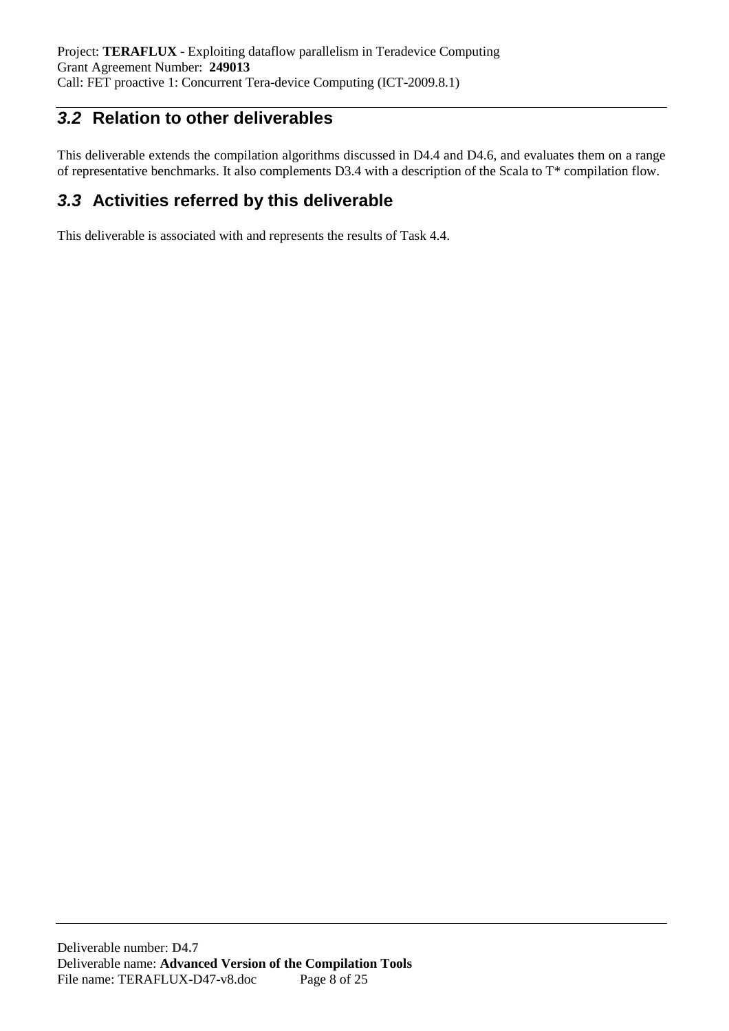## *3.2* Relation to other deliverables

This deliverable extends the compilation algorithms discussed in D4.4 and D4.6, and evaluates them on a range of representative benchmarks. It also complements D3.4 with a description of the Scala to T* compilation flow.

## *3.3* Activities referred by this deliverable

This deliverable is associated with and represents the results of Task 4.4.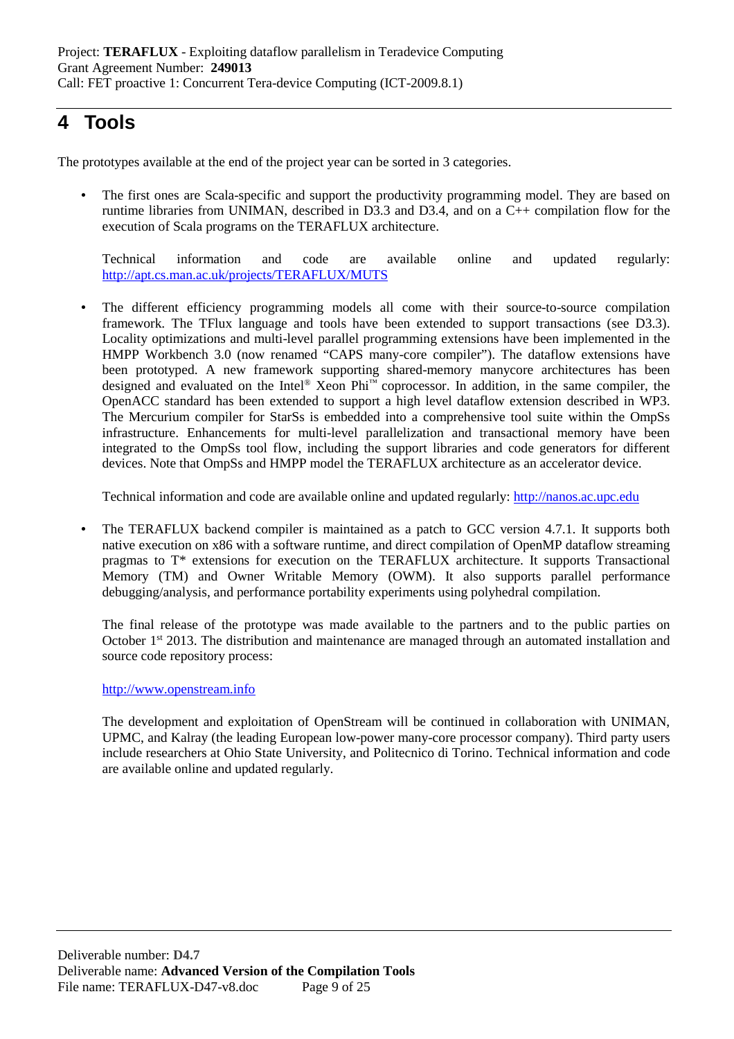# 4 Tools

The prototypes available at the end of the project year can be sorted in 3 categories.

- The first ones are Scala-specific and support the productivity programming model. They are based on runtime libraries from UNIMAN, described in D3.3 and D3.4, and on a C++ compilation flow for the execution of Scala programs on the TERAFLUX architecture.

  Technical information and code are available online and updated regularly: http://apt.cs.man.ac.uk/projects/TERAFLUX/MUTS

- The different efficiency programming models all come with their source-to-source compilation framework. The TFlux language and tools have been extended to support transactions (see D3.3). Locality optimizations and multi-level parallel programming extensions have been implemented in the HMPP Workbench 3.0 (now renamed "CAPS many-core compiler"). The dataflow extensions have been prototyped. A new framework supporting shared-memory manycore architectures has been designed and evaluated on the Intel® Xeon Phi™ coprocessor. In addition, in the same compiler, the OpenACC standard has been extended to support a high level dataflow extension described in WP3. The Mercurium compiler for StarSs is embedded into a comprehensive tool suite within the OmpSs infrastructure. Enhancements for multi-level parallelization and transactional memory have been integrated to the OmpSs tool flow, including the support libraries and code generators for different devices. Note that OmpSs and HMPP model the TERAFLUX architecture as an accelerator device.

  Technical information and code are available online and updated regularly: http://nanos.ac.upc.edu

- The TERAFLUX backend compiler is maintained as a patch to GCC version 4.7.1. It supports both native execution on x86 with a software runtime, and direct compilation of OpenMP dataflow streaming pragmas to T* extensions for execution on the TERAFLUX architecture. It supports Transactional Memory (TM) and Owner Writable Memory (OWM). It also supports parallel performance debugging/analysis, and performance portability experiments using polyhedral compilation.

  The final release of the prototype was made available to the partners and to the public parties on October 1st 2013. The distribution and maintenance are managed through an automated installation and source code repository process:

  http://www.openstream.info

  The development and exploitation of OpenStream will be continued in collaboration with UNIMAN, UPMC, and Kalray (the leading European low-power many-core processor company). Third party users include researchers at Ohio State University, and Politecnico di Torino. Technical information and code are available online and updated regularly.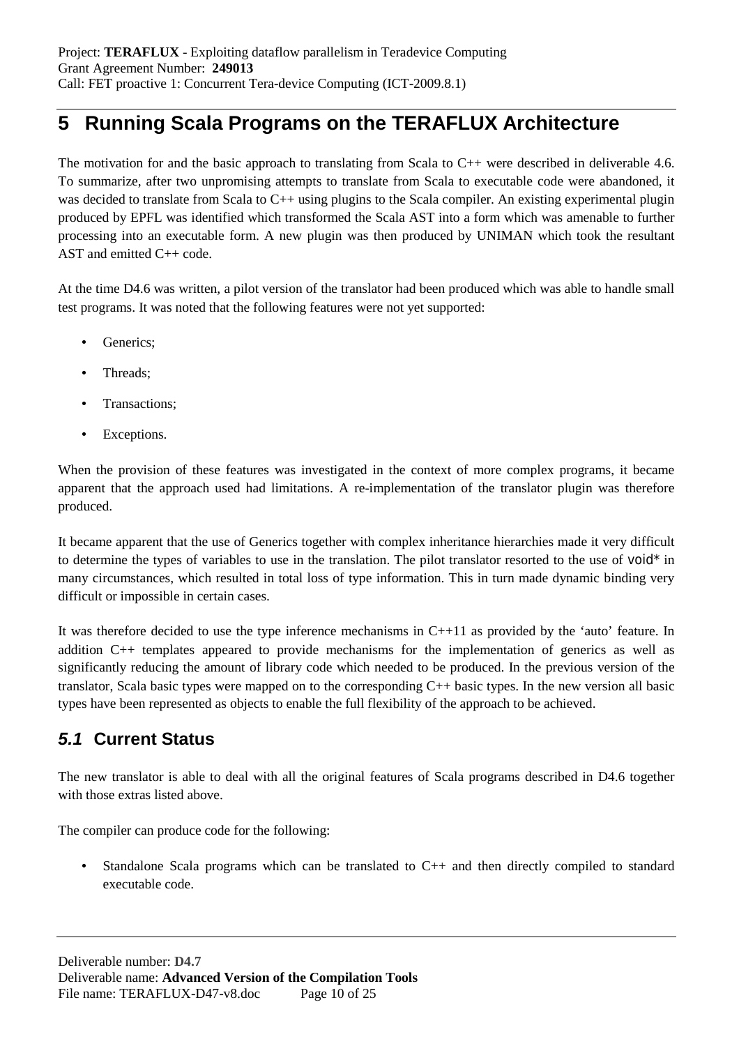# 5 Running Scala Programs on the TERAFLUX Architecture

The motivation for and the basic approach to translating from Scala to C++ were described in deliverable 4.6. To summarize, after two unpromising attempts to translate from Scala to executable code were abandoned, it was decided to translate from Scala to C++ using plugins to the Scala compiler. An existing experimental plugin produced by EPFL was identified which transformed the Scala AST into a form which was amenable to further processing into an executable form. A new plugin was then produced by UNIMAN which took the resultant AST and emitted C++ code.

At the time D4.6 was written, a pilot version of the translator had been produced which was able to handle small test programs. It was noted that the following features were not yet supported:

- Generics;
- Threads;
- Transactions;
- Exceptions.

When the provision of these features was investigated in the context of more complex programs, it became apparent that the approach used had limitations. A re-implementation of the translator plugin was therefore produced.

It became apparent that the use of Generics together with complex inheritance hierarchies made it very difficult to determine the types of variables to use in the translation. The pilot translator resorted to the use of `void*` in many circumstances, which resulted in total loss of type information. This in turn made dynamic binding very difficult or impossible in certain cases.

It was therefore decided to use the type inference mechanisms in C++11 as provided by the 'auto' feature. In addition C++ templates appeared to provide mechanisms for the implementation of generics as well as significantly reducing the amount of library code which needed to be produced. In the previous version of the translator, Scala basic types were mapped on to the corresponding C++ basic types. In the new version all basic types have been represented as objects to enable the full flexibility of the approach to be achieved.

## *5.1* Current Status

The new translator is able to deal with all the original features of Scala programs described in D4.6 together with those extras listed above.

The compiler can produce code for the following:

- Standalone Scala programs which can be translated to C++ and then directly compiled to standard executable code.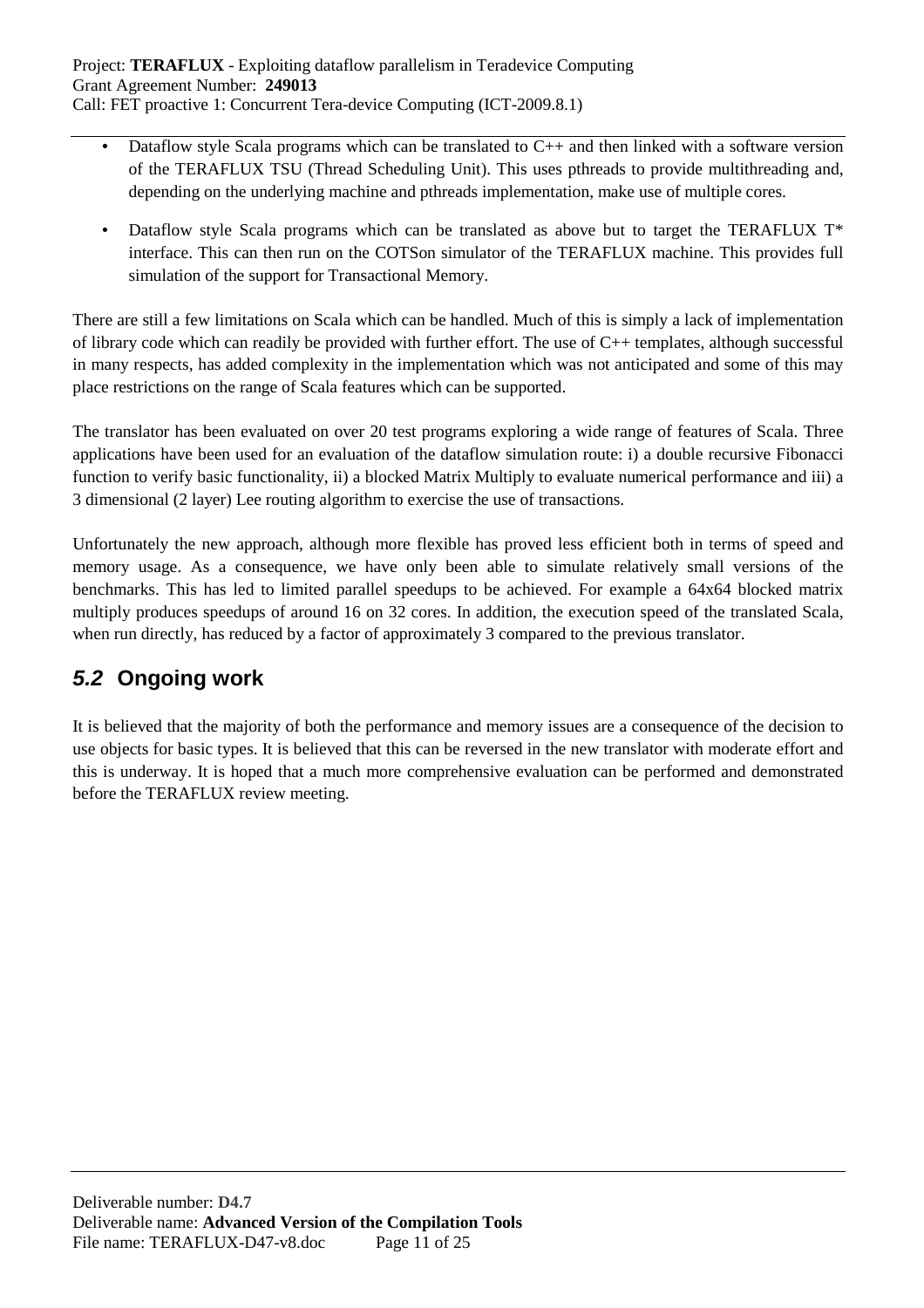- Dataflow style Scala programs which can be translated to C++ and then linked with a software version of the TERAFLUX TSU (Thread Scheduling Unit). This uses pthreads to provide multithreading and, depending on the underlying machine and pthreads implementation, make use of multiple cores.

- Dataflow style Scala programs which can be translated as above but to target the TERAFLUX T* interface. This can then run on the COTSon simulator of the TERAFLUX machine. This provides full simulation of the support for Transactional Memory.

There are still a few limitations on Scala which can be handled. Much of this is simply a lack of implementation of library code which can readily be provided with further effort. The use of C++ templates, although successful in many respects, has added complexity in the implementation which was not anticipated and some of this may place restrictions on the range of Scala features which can be supported.

The translator has been evaluated on over 20 test programs exploring a wide range of features of Scala. Three applications have been used for an evaluation of the dataflow simulation route: i) a double recursive Fibonacci function to verify basic functionality, ii) a blocked Matrix Multiply to evaluate numerical performance and iii) a 3 dimensional (2 layer) Lee routing algorithm to exercise the use of transactions.

Unfortunately the new approach, although more flexible has proved less efficient both in terms of speed and memory usage. As a consequence, we have only been able to simulate relatively small versions of the benchmarks. This has led to limited parallel speedups to be achieved. For example a 64x64 blocked matrix multiply produces speedups of around 16 on 32 cores. In addition, the execution speed of the translated Scala, when run directly, has reduced by a factor of approximately 3 compared to the previous translator.

## *5.2* Ongoing work

It is believed that the majority of both the performance and memory issues are a consequence of the decision to use objects for basic types. It is believed that this can be reversed in the new translator with moderate effort and this is underway. It is hoped that a much more comprehensive evaluation can be performed and demonstrated before the TERAFLUX review meeting.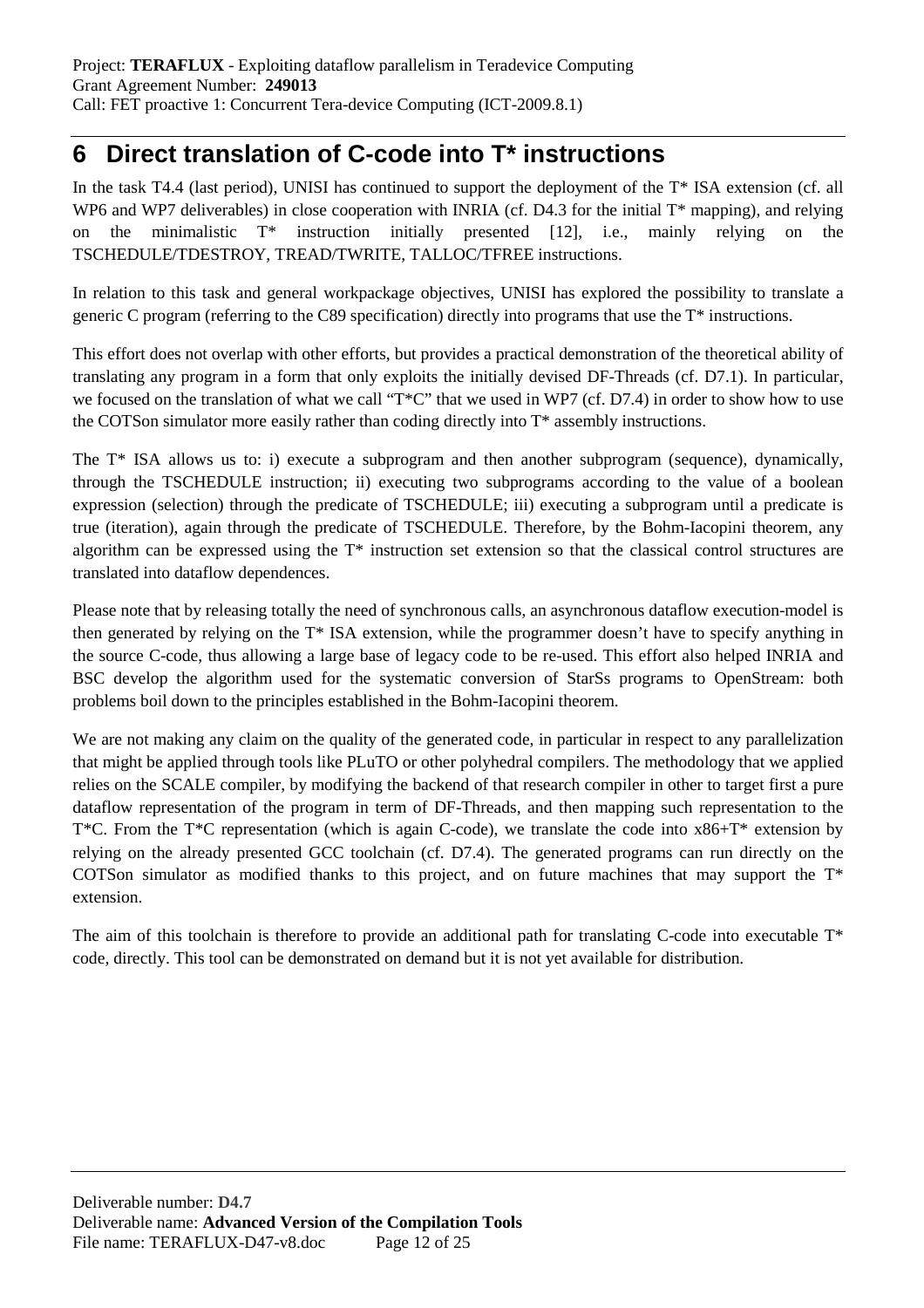# 6 Direct translation of C-code into T* instructions

In the task T4.4 (last period), UNISI has continued to support the deployment of the T* ISA extension (cf. all WP6 and WP7 deliverables) in close cooperation with INRIA (cf. D4.3 for the initial T* mapping), and relying on the minimalistic T* instruction initially presented [12], i.e., mainly relying on the TSCHEDULE/TDESTROY, TREAD/TWRITE, TALLOC/TFREE instructions.

In relation to this task and general workpackage objectives, UNISI has explored the possibility to translate a generic C program (referring to the C89 specification) directly into programs that use the T* instructions.

This effort does not overlap with other efforts, but provides a practical demonstration of the theoretical ability of translating any program in a form that only exploits the initially devised DF-Threads (cf. D7.1). In particular, we focused on the translation of what we call "T*C" that we used in WP7 (cf. D7.4) in order to show how to use the COTSon simulator more easily rather than coding directly into T* assembly instructions.

The T* ISA allows us to: i) execute a subprogram and then another subprogram (sequence), dynamically, through the TSCHEDULE instruction; ii) executing two subprograms according to the value of a boolean expression (selection) through the predicate of TSCHEDULE; iii) executing a subprogram until a predicate is true (iteration), again through the predicate of TSCHEDULE. Therefore, by the Bohm-Iacopini theorem, any algorithm can be expressed using the T* instruction set extension so that the classical control structures are translated into dataflow dependences.

Please note that by releasing totally the need of synchronous calls, an asynchronous dataflow execution-model is then generated by relying on the T* ISA extension, while the programmer doesn't have to specify anything in the source C-code, thus allowing a large base of legacy code to be re-used. This effort also helped INRIA and BSC develop the algorithm used for the systematic conversion of StarSs programs to OpenStream: both problems boil down to the principles established in the Bohm-Iacopini theorem.

We are not making any claim on the quality of the generated code, in particular in respect to any parallelization that might be applied through tools like PLuTO or other polyhedral compilers. The methodology that we applied relies on the SCALE compiler, by modifying the backend of that research compiler in other to target first a pure dataflow representation of the program in term of DF-Threads, and then mapping such representation to the T*C. From the T*C representation (which is again C-code), we translate the code into x86+T* extension by relying on the already presented GCC toolchain (cf. D7.4). The generated programs can run directly on the COTSon simulator as modified thanks to this project, and on future machines that may support the T* extension.

The aim of this toolchain is therefore to provide an additional path for translating C-code into executable T* code, directly. This tool can be demonstrated on demand but it is not yet available for distribution.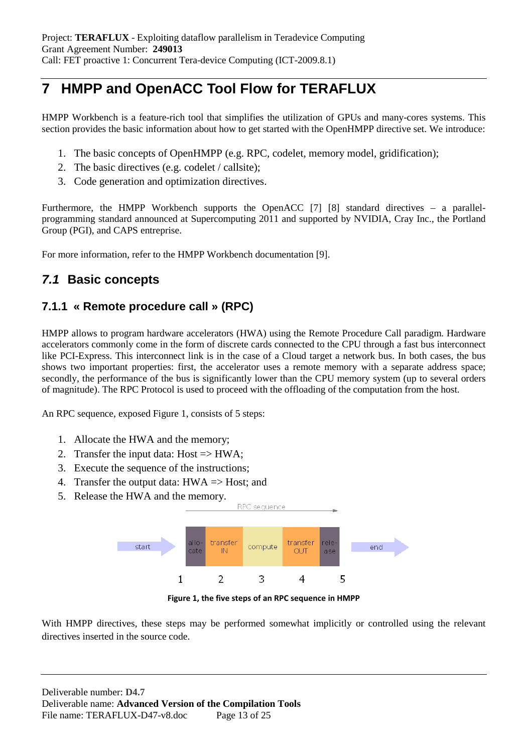# 7 HMPP and OpenACC Tool Flow for TERAFLUX

HMPP Workbench is a feature-rich tool that simplifies the utilization of GPUs and many-cores systems. This section provides the basic information about how to get started with the OpenHMPP directive set. We introduce:

1. The basic concepts of OpenHMPP (e.g. RPC, codelet, memory model, gridification);
2. The basic directives (e.g. codelet / callsite);
3. Code generation and optimization directives.

Furthermore, the HMPP Workbench supports the OpenACC [7] [8] standard directives – a parallel-programming standard announced at Supercomputing 2011 and supported by NVIDIA, Cray Inc., the Portland Group (PGI), and CAPS entreprise.

For more information, refer to the HMPP Workbench documentation [9].

## *7.1* Basic concepts

### 7.1.1 « Remote procedure call » (RPC)

HMPP allows to program hardware accelerators (HWA) using the Remote Procedure Call paradigm. Hardware accelerators commonly come in the form of discrete cards connected to the CPU through a fast bus interconnect like PCI-Express. This interconnect link is in the case of a Cloud target a network bus. In both cases, the bus shows two important properties: first, the accelerator uses a remote memory with a separate address space; secondly, the performance of the bus is significantly lower than the CPU memory system (up to several orders of magnitude). The RPC Protocol is used to proceed with the offloading of the computation from the host.

An RPC sequence, exposed Figure 1, consists of 5 steps:

1. Allocate the HWA and the memory;
2. Transfer the input data: Host => HWA;
3. Execute the sequence of the instructions;
4. Transfer the output data: HWA => Host; and
5. Release the HWA and the memory.

RPC sequence

start → allo-cate | transfer IN | compute | transfer OUT | rele-ase → end

1 2 3 4 5

**Figure 1, the five steps of an RPC sequence in HMPP**

With HMPP directives, these steps may be performed somewhat implicitly or controlled using the relevant directives inserted in the source code.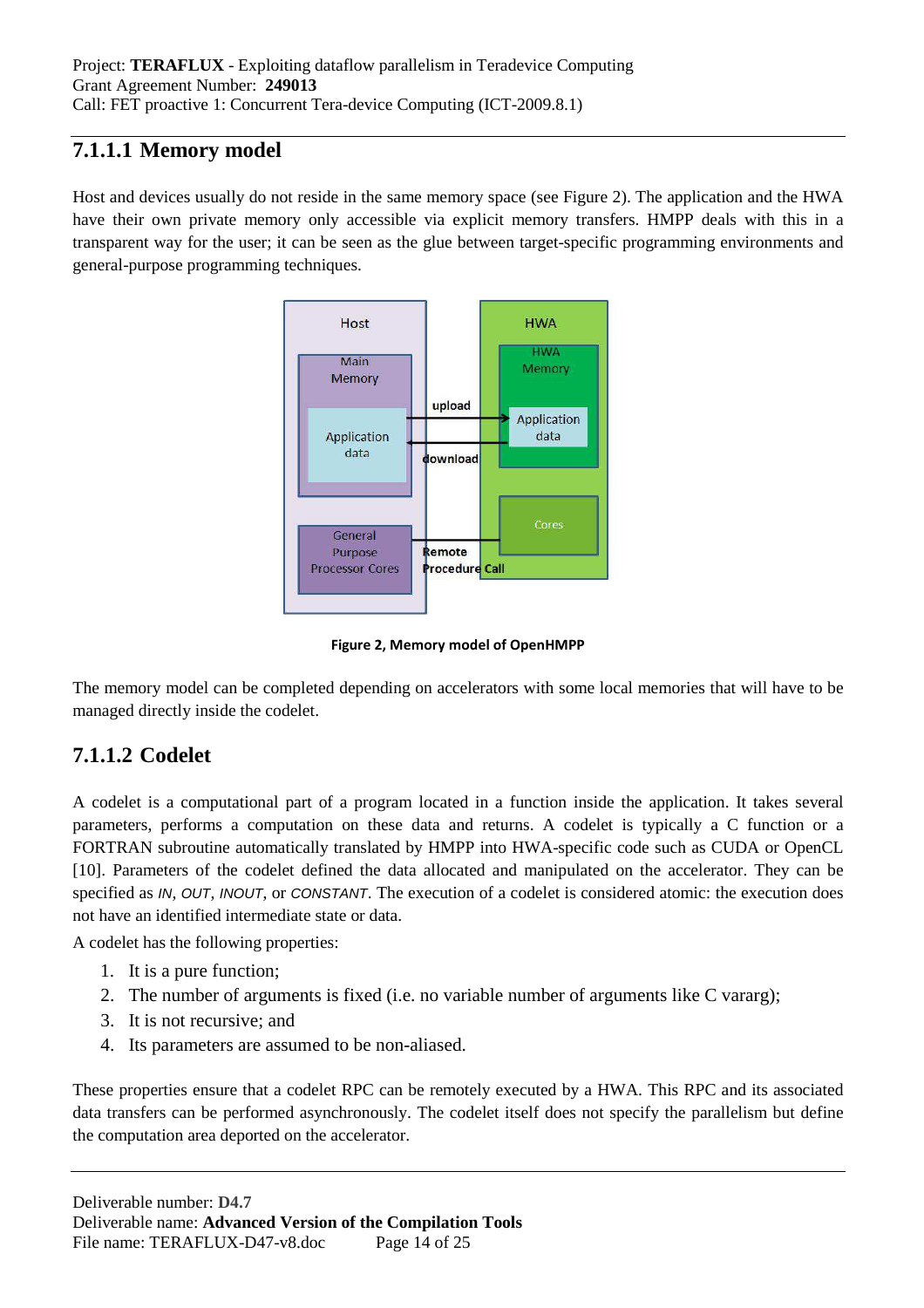### 7.1.1.1 Memory model

Host and devices usually do not reside in the same memory space (see Figure 2). The application and the HWA have their own private memory only accessible via explicit memory transfers. HMPP deals with this in a transparent way for the user; it can be seen as the glue between target-specific programming environments and general-purpose programming techniques.

Figure 2, Memory model of OpenHMPP

The memory model can be completed depending on accelerators with some local memories that will have to be managed directly inside the codelet.

### 7.1.1.2 Codelet

A codelet is a computational part of a program located in a function inside the application. It takes several parameters, performs a computation on these data and returns. A codelet is typically a C function or a FORTRAN subroutine automatically translated by HMPP into HWA-specific code such as CUDA or OpenCL [10]. Parameters of the codelet defined the data allocated and manipulated on the accelerator. They can be specified as *IN*, *OUT*, *INOUT*, or *CONSTANT*. The execution of a codelet is considered atomic: the execution does not have an identified intermediate state or data.

A codelet has the following properties:

1. It is a pure function;
2. The number of arguments is fixed (i.e. no variable number of arguments like C vararg);
3. It is not recursive; and
4. Its parameters are assumed to be non-aliased.

These properties ensure that a codelet RPC can be remotely executed by a HWA. This RPC and its associated data transfers can be performed asynchronously. The codelet itself does not specify the parallelism but define the computation area deported on the accelerator.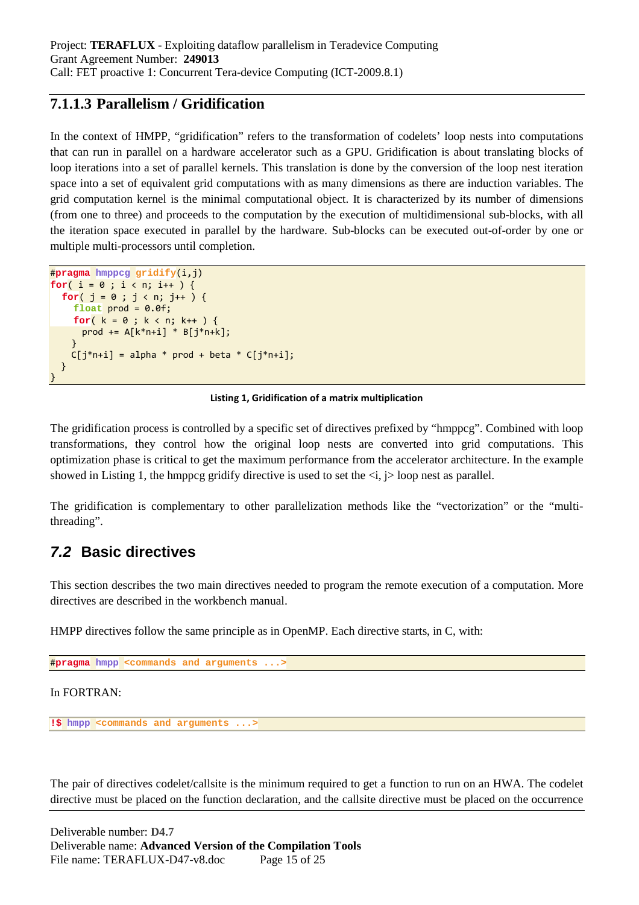### 7.1.1.3 Parallelism / Gridification

In the context of HMPP, "gridification" refers to the transformation of codelets' loop nests into computations that can run in parallel on a hardware accelerator such as a GPU. Gridification is about translating blocks of loop iterations into a set of parallel kernels. This translation is done by the conversion of the loop nest iteration space into a set of equivalent grid computations with as many dimensions as there are induction variables. The grid computation kernel is the minimal computational object. It is characterized by its number of dimensions (from one to three) and proceeds to the computation by the execution of multidimensional sub-blocks, with all the iteration space executed in parallel by the hardware. Sub-blocks can be executed out-of-order by one or multiple multi-processors until completion.

```
#pragma hmppcg gridify(i,j)
for( i = 0 ; i < n; i++ ) {
  for( j = 0 ; j < n; j++ ) {
    float prod = 0.0f;
    for( k = 0 ; k < n; k++ ) {
      prod += A[k*n+i] * B[j*n+k];
    }
    C[j*n+i] = alpha * prod + beta * C[j*n+i];
  }
}
```

**Listing 1, Gridification of a matrix multiplication**

The gridification process is controlled by a specific set of directives prefixed by "hmppcg". Combined with loop transformations, they control how the original loop nests are converted into grid computations. This optimization phase is critical to get the maximum performance from the accelerator architecture. In the example showed in Listing 1, the hmppcg gridify directive is used to set the <i, j> loop nest as parallel.

The gridification is complementary to other parallelization methods like the "vectorization" or the "multi-threading".

## *7.2* Basic directives

This section describes the two main directives needed to program the remote execution of a computation. More directives are described in the workbench manual.

HMPP directives follow the same principle as in OpenMP. Each directive starts, in C, with:

```
#pragma hmpp <commands and arguments ...>
```

In FORTRAN:

```
!$ hmpp <commands and arguments ...>
```

The pair of directives codelet/callsite is the minimum required to get a function to run on an HWA. The codelet directive must be placed on the function declaration, and the callsite directive must be placed on the occurrence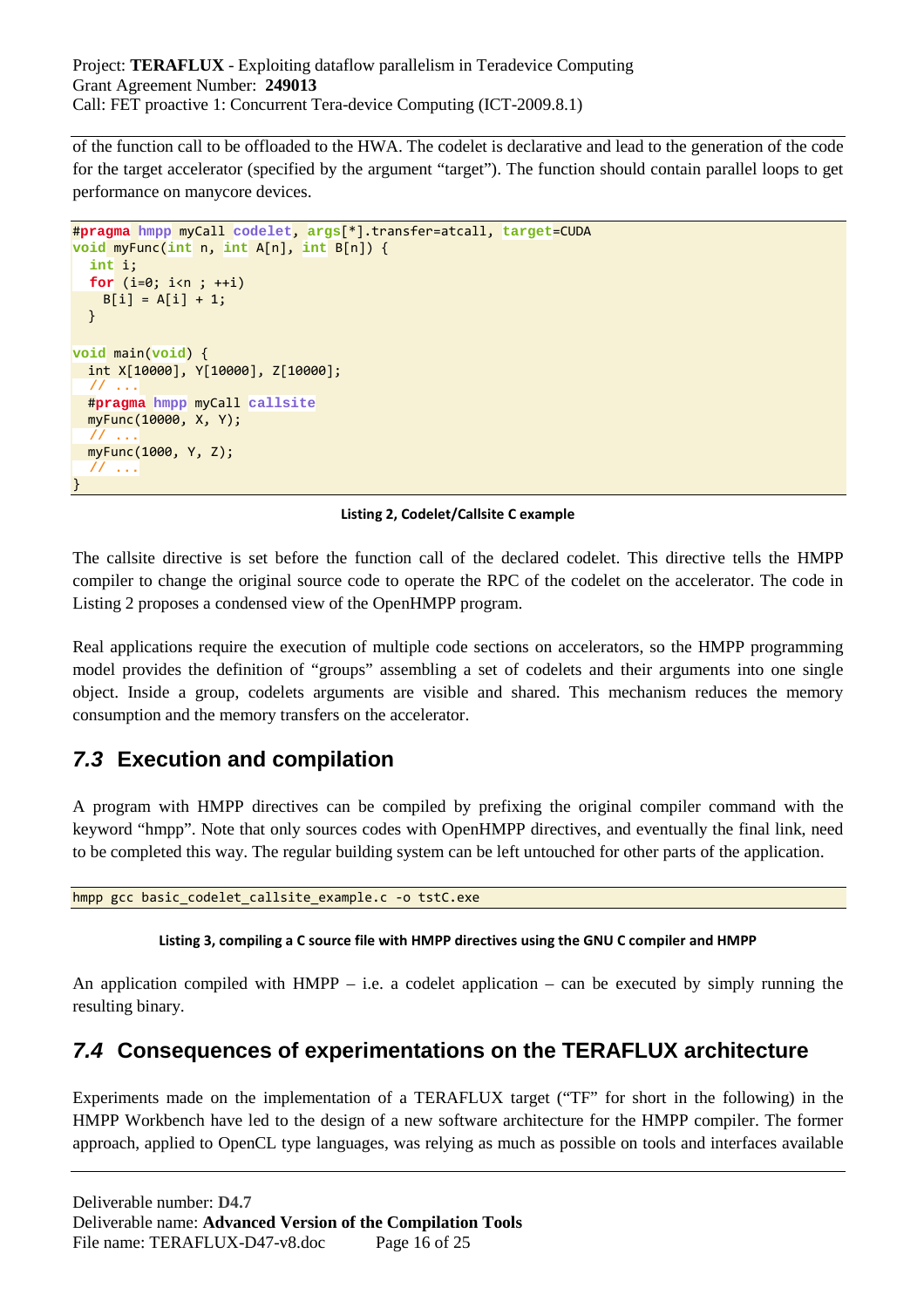of the function call to be offloaded to the HWA. The codelet is declarative and lead to the generation of the code for the target accelerator (specified by the argument "target"). The function should contain parallel loops to get performance on manycore devices.

```
#pragma hmpp myCall codelet, args[*].transfer=atcall, target=CUDA
void myFunc(int n, int A[n], int B[n]) {
  int i;
  for (i=0; i<n ; ++i)
    B[i] = A[i] + 1;
  }

void main(void) {
  int X[10000], Y[10000], Z[10000];
  // ...
  #pragma hmpp myCall callsite
  myFunc(10000, X, Y);
  // ...
  myFunc(1000, Y, Z);
  // ...
}
```

**Listing 2, Codelet/Callsite C example**

The callsite directive is set before the function call of the declared codelet. This directive tells the HMPP compiler to change the original source code to operate the RPC of the codelet on the accelerator. The code in Listing 2 proposes a condensed view of the OpenHMPP program.

Real applications require the execution of multiple code sections on accelerators, so the HMPP programming model provides the definition of "groups" assembling a set of codelets and their arguments into one single object. Inside a group, codelets arguments are visible and shared. This mechanism reduces the memory consumption and the memory transfers on the accelerator.

## 7.3 Execution and compilation

A program with HMPP directives can be compiled by prefixing the original compiler command with the keyword "hmpp". Note that only sources codes with OpenHMPP directives, and eventually the final link, need to be completed this way. The regular building system can be left untouched for other parts of the application.

```
hmpp gcc basic_codelet_callsite_example.c -o tstC.exe
```

**Listing 3, compiling a C source file with HMPP directives using the GNU C compiler and HMPP**

An application compiled with HMPP – i.e. a codelet application – can be executed by simply running the resulting binary.

## 7.4 Consequences of experimentations on the TERAFLUX architecture

Experiments made on the implementation of a TERAFLUX target ("TF" for short in the following) in the HMPP Workbench have led to the design of a new software architecture for the HMPP compiler. The former approach, applied to OpenCL type languages, was relying as much as possible on tools and interfaces available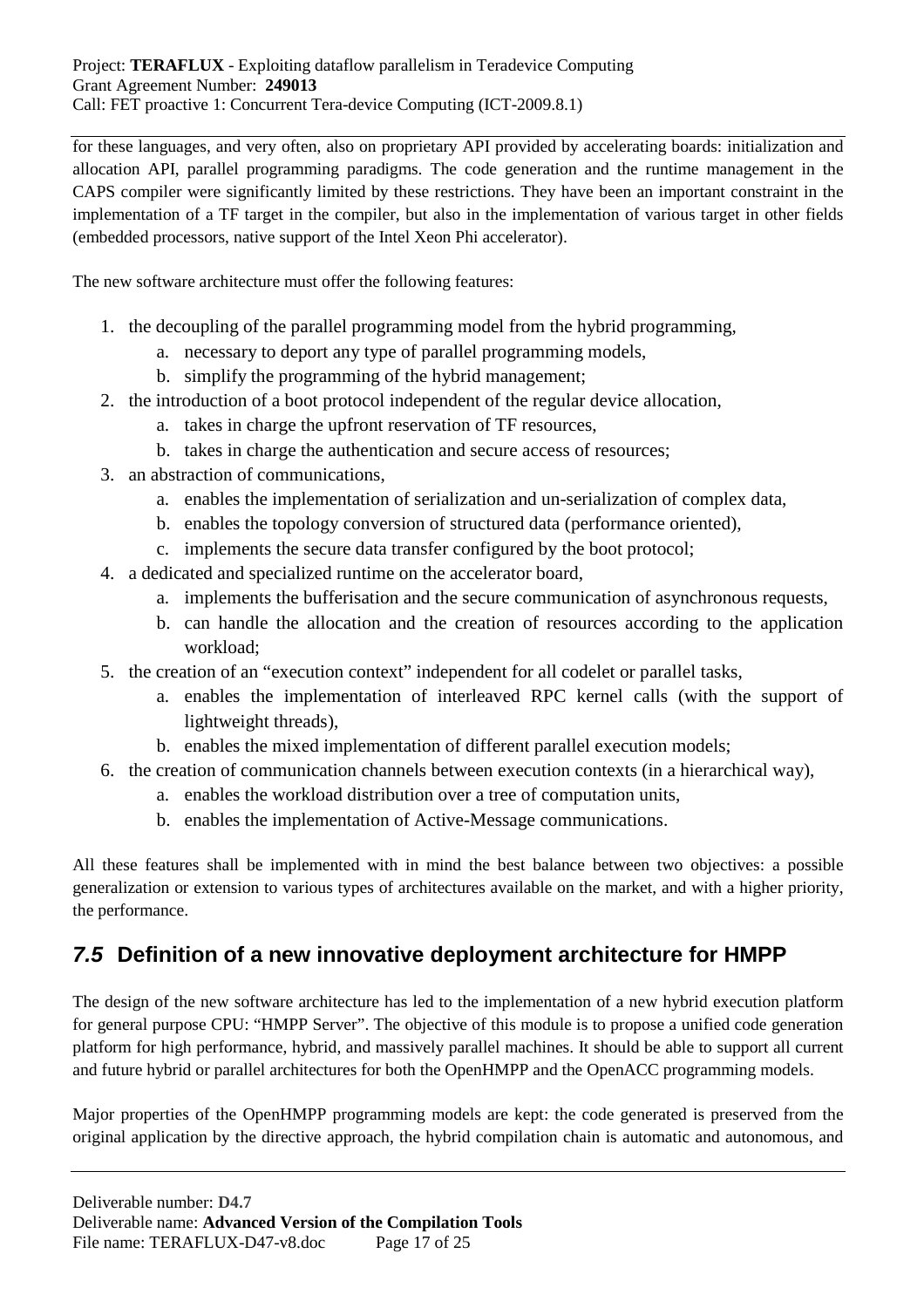for these languages, and very often, also on proprietary API provided by accelerating boards: initialization and allocation API, parallel programming paradigms. The code generation and the runtime management in the CAPS compiler were significantly limited by these restrictions. They have been an important constraint in the implementation of a TF target in the compiler, but also in the implementation of various target in other fields (embedded processors, native support of the Intel Xeon Phi accelerator).

The new software architecture must offer the following features:

1. the decoupling of the parallel programming model from the hybrid programming,
   a. necessary to deport any type of parallel programming models,
   b. simplify the programming of the hybrid management;
2. the introduction of a boot protocol independent of the regular device allocation,
   a. takes in charge the upfront reservation of TF resources,
   b. takes in charge the authentication and secure access of resources;
3. an abstraction of communications,
   a. enables the implementation of serialization and un-serialization of complex data,
   b. enables the topology conversion of structured data (performance oriented),
   c. implements the secure data transfer configured by the boot protocol;
4. a dedicated and specialized runtime on the accelerator board,
   a. implements the bufferisation and the secure communication of asynchronous requests,
   b. can handle the allocation and the creation of resources according to the application workload;
5. the creation of an “execution context” independent for all codelet or parallel tasks,
   a. enables the implementation of interleaved RPC kernel calls (with the support of lightweight threads),
   b. enables the mixed implementation of different parallel execution models;
6. the creation of communication channels between execution contexts (in a hierarchical way),
   a. enables the workload distribution over a tree of computation units,
   b. enables the implementation of Active-Message communications.

All these features shall be implemented with in mind the best balance between two objectives: a possible generalization or extension to various types of architectures available on the market, and with a higher priority, the performance.

## *7.5* Definition of a new innovative deployment architecture for HMPP

The design of the new software architecture has led to the implementation of a new hybrid execution platform for general purpose CPU: “HMPP Server”. The objective of this module is to propose a unified code generation platform for high performance, hybrid, and massively parallel machines. It should be able to support all current and future hybrid or parallel architectures for both the OpenHMPP and the OpenACC programming models.

Major properties of the OpenHMPP programming models are kept: the code generated is preserved from the original application by the directive approach, the hybrid compilation chain is automatic and autonomous, and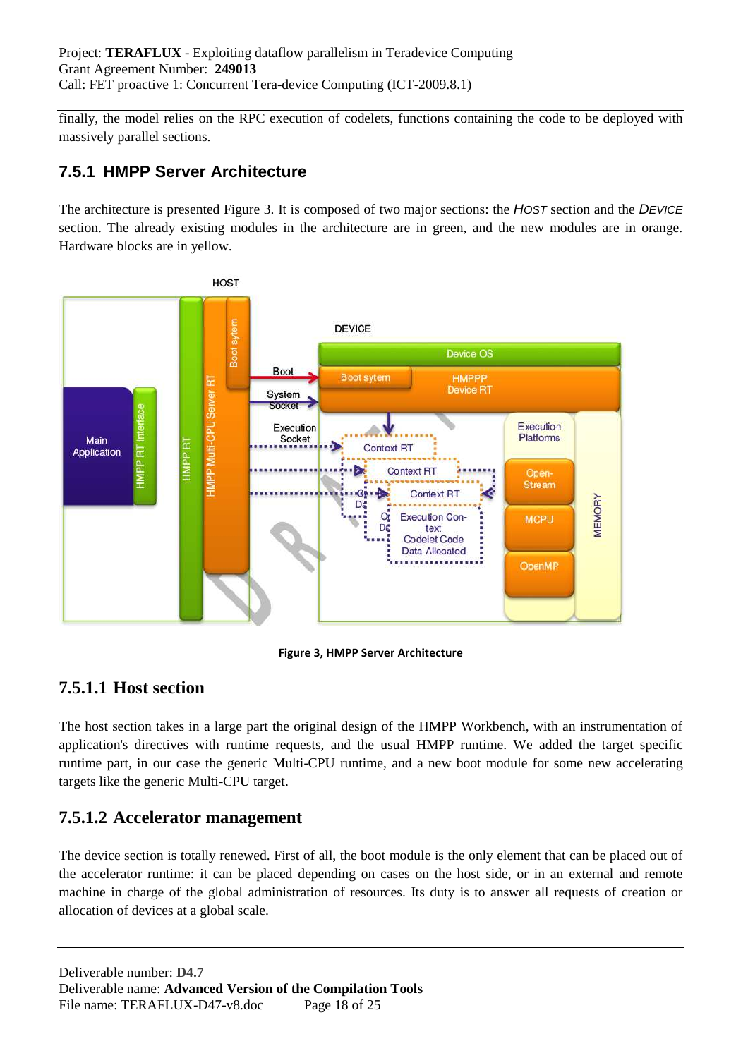finally, the model relies on the RPC execution of codelets, functions containing the code to be deployed with massively parallel sections.

## 7.5.1 HMPP Server Architecture

The architecture is presented Figure 3. It is composed of two major sections: the *HOST* section and the *DEVICE* section. The already existing modules in the architecture are in green, and the new modules are in orange. Hardware blocks are in yellow.

**Figure 3, HMPP Server Architecture**

### 7.5.1.1 Host section

The host section takes in a large part the original design of the HMPP Workbench, with an instrumentation of application's directives with runtime requests, and the usual HMPP runtime. We added the target specific runtime part, in our case the generic Multi-CPU runtime, and a new boot module for some new accelerating targets like the generic Multi-CPU target.

### 7.5.1.2 Accelerator management

The device section is totally renewed. First of all, the boot module is the only element that can be placed out of the accelerator runtime: it can be placed depending on cases on the host side, or in an external and remote machine in charge of the global administration of resources. Its duty is to answer all requests of creation or allocation of devices at a global scale.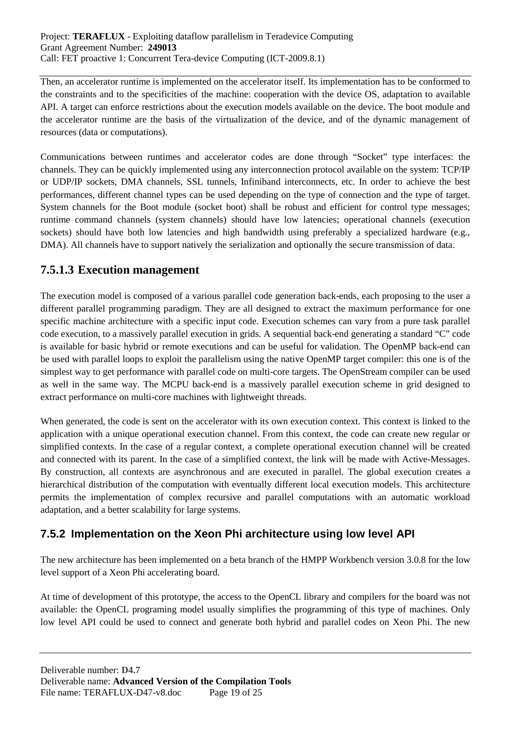Then, an accelerator runtime is implemented on the accelerator itself. Its implementation has to be conformed to the constraints and to the specificities of the machine: cooperation with the device OS, adaptation to available API. A target can enforce restrictions about the execution models available on the device. The boot module and the accelerator runtime are the basis of the virtualization of the device, and of the dynamic management of resources (data or computations).

Communications between runtimes and accelerator codes are done through "Socket" type interfaces: the channels. They can be quickly implemented using any interconnection protocol available on the system: TCP/IP or UDP/IP sockets, DMA channels, SSL tunnels, Infiniband interconnects, etc. In order to achieve the best performances, different channel types can be used depending on the type of connection and the type of target. System channels for the Boot module (socket boot) shall be robust and efficient for control type messages; runtime command channels (system channels) should have low latencies; operational channels (execution sockets) should have both low latencies and high bandwidth using preferably a specialized hardware (e.g., DMA). All channels have to support natively the serialization and optionally the secure transmission of data.

### 7.5.1.3 Execution management

The execution model is composed of a various parallel code generation back-ends, each proposing to the user a different parallel programming paradigm. They are all designed to extract the maximum performance for one specific machine architecture with a specific input code. Execution schemes can vary from a pure task parallel code execution, to a massively parallel execution in grids. A sequential back-end generating a standard "C" code is available for basic hybrid or remote executions and can be useful for validation. The OpenMP back-end can be used with parallel loops to exploit the parallelism using the native OpenMP target compiler: this one is of the simplest way to get performance with parallel code on multi-core targets. The OpenStream compiler can be used as well in the same way. The MCPU back-end is a massively parallel execution scheme in grid designed to extract performance on multi-core machines with lightweight threads.

When generated, the code is sent on the accelerator with its own execution context. This context is linked to the application with a unique operational execution channel. From this context, the code can create new regular or simplified contexts. In the case of a regular context, a complete operational execution channel will be created and connected with its parent. In the case of a simplified context, the link will be made with Active-Messages. By construction, all contexts are asynchronous and are executed in parallel. The global execution creates a hierarchical distribution of the computation with eventually different local execution models. This architecture permits the implementation of complex recursive and parallel computations with an automatic workload adaptation, and a better scalability for large systems.

## 7.5.2 Implementation on the Xeon Phi architecture using low level API

The new architecture has been implemented on a beta branch of the HMPP Workbench version 3.0.8 for the low level support of a Xeon Phi accelerating board.

At time of development of this prototype, the access to the OpenCL library and compilers for the board was not available: the OpenCL programing model usually simplifies the programming of this type of machines. Only low level API could be used to connect and generate both hybrid and parallel codes on Xeon Phi. The new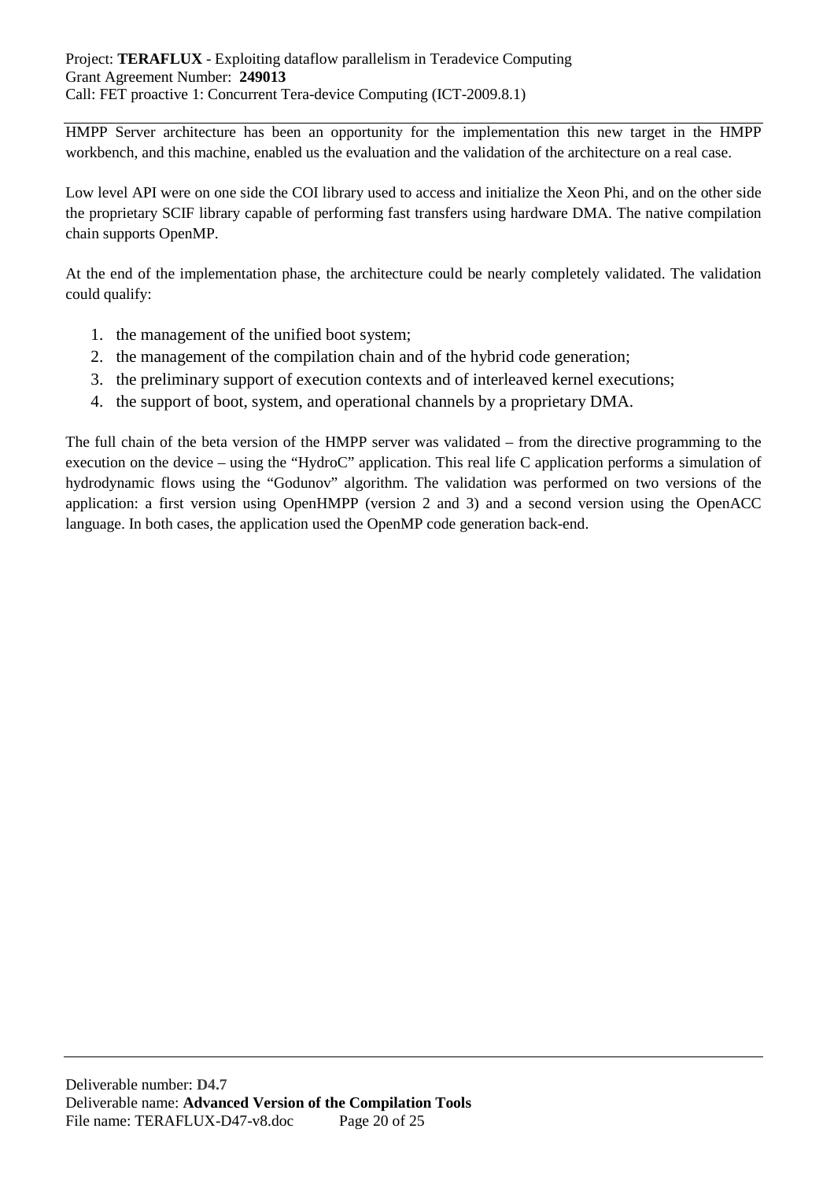HMPP Server architecture has been an opportunity for the implementation this new target in the HMPP workbench, and this machine, enabled us the evaluation and the validation of the architecture on a real case.

Low level API were on one side the COI library used to access and initialize the Xeon Phi, and on the other side the proprietary SCIF library capable of performing fast transfers using hardware DMA. The native compilation chain supports OpenMP.

At the end of the implementation phase, the architecture could be nearly completely validated. The validation could qualify:

1. the management of the unified boot system;
2. the management of the compilation chain and of the hybrid code generation;
3. the preliminary support of execution contexts and of interleaved kernel executions;
4. the support of boot, system, and operational channels by a proprietary DMA.

The full chain of the beta version of the HMPP server was validated – from the directive programming to the execution on the device – using the "HydroC" application. This real life C application performs a simulation of hydrodynamic flows using the "Godunov" algorithm. The validation was performed on two versions of the application: a first version using OpenHMPP (version 2 and 3) and a second version using the OpenACC language. In both cases, the application used the OpenMP code generation back-end.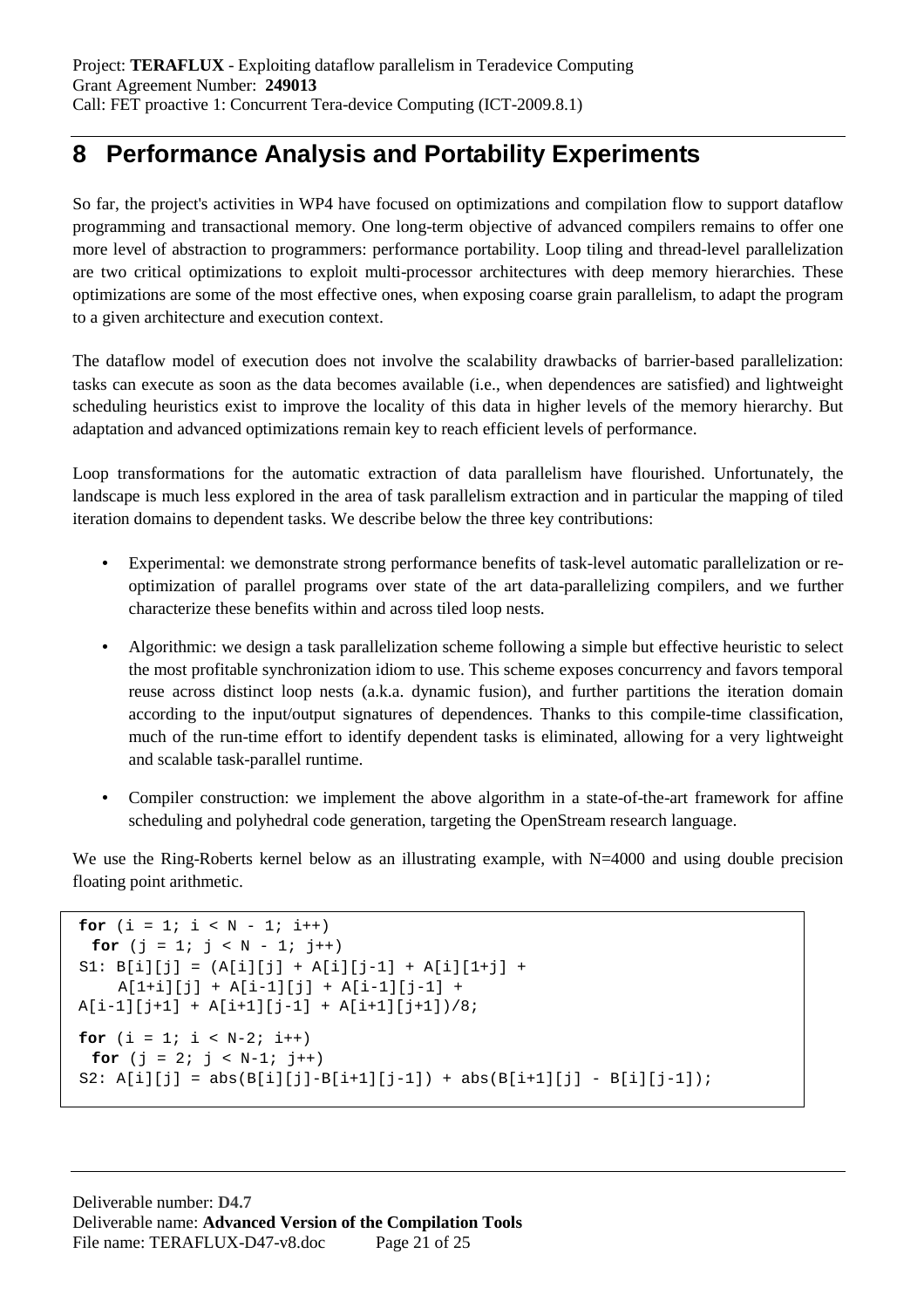# 8 Performance Analysis and Portability Experiments

So far, the project's activities in WP4 have focused on optimizations and compilation flow to support dataflow programming and transactional memory. One long-term objective of advanced compilers remains to offer one more level of abstraction to programmers: performance portability. Loop tiling and thread-level parallelization are two critical optimizations to exploit multi-processor architectures with deep memory hierarchies. These optimizations are some of the most effective ones, when exposing coarse grain parallelism, to adapt the program to a given architecture and execution context.

The dataflow model of execution does not involve the scalability drawbacks of barrier-based parallelization: tasks can execute as soon as the data becomes available (i.e., when dependences are satisfied) and lightweight scheduling heuristics exist to improve the locality of this data in higher levels of the memory hierarchy. But adaptation and advanced optimizations remain key to reach efficient levels of performance.

Loop transformations for the automatic extraction of data parallelism have flourished. Unfortunately, the landscape is much less explored in the area of task parallelism extraction and in particular the mapping of tiled iteration domains to dependent tasks. We describe below the three key contributions:

- Experimental: we demonstrate strong performance benefits of task-level automatic parallelization or re-optimization of parallel programs over state of the art data-parallelizing compilers, and we further characterize these benefits within and across tiled loop nests.
- Algorithmic: we design a task parallelization scheme following a simple but effective heuristic to select the most profitable synchronization idiom to use. This scheme exposes concurrency and favors temporal reuse across distinct loop nests (a.k.a. dynamic fusion), and further partitions the iteration domain according to the input/output signatures of dependences. Thanks to this compile-time classification, much of the run-time effort to identify dependent tasks is eliminated, allowing for a very lightweight and scalable task-parallel runtime.
- Compiler construction: we implement the above algorithm in a state-of-the-art framework for affine scheduling and polyhedral code generation, targeting the OpenStream research language.

We use the Ring-Roberts kernel below as an illustrating example, with N=4000 and using double precision floating point arithmetic.

```
for (i = 1; i < N - 1; i++)
  for (j = 1; j < N - 1; j++)
S1: B[i][j] = (A[i][j] + A[i][j-1] + A[i][1+j] +
     A[1+i][j] + A[i-1][j] + A[i-1][j-1] +
A[i-1][j+1] + A[i+1][j-1] + A[i+1][j+1])/8;

for (i = 1; i < N-2; i++)
  for (j = 2; j < N-1; j++)
S2: A[i][j] = abs(B[i][j]-B[i+1][j-1]) + abs(B[i+1][j] - B[i][j-1]);
```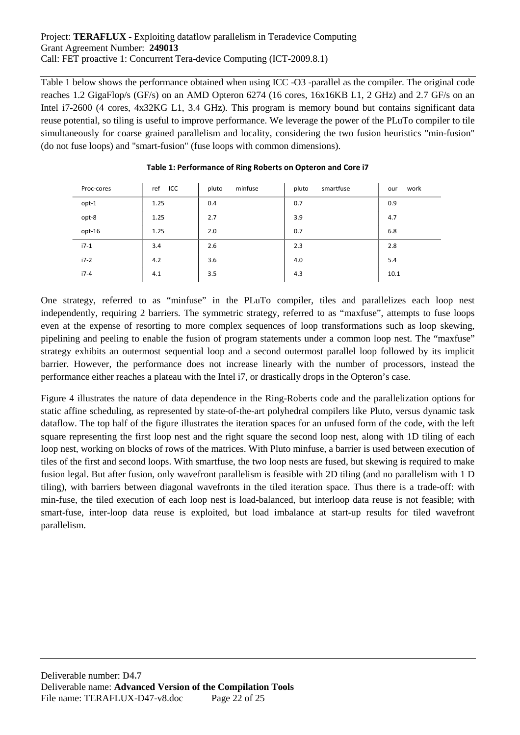Table 1 below shows the performance obtained when using ICC -O3 -parallel as the compiler. The original code reaches 1.2 GigaFlop/s (GF/s) on an AMD Opteron 6274 (16 cores, 16x16KB L1, 2 GHz) and 2.7 GF/s on an Intel i7-2600 (4 cores, 4x32KG L1, 3.4 GHz). This program is memory bound but contains significant data reuse potential, so tiling is useful to improve performance. We leverage the power of the PLuTo compiler to tile simultaneously for coarse grained parallelism and locality, considering the two fusion heuristics "min-fusion" (do not fuse loops) and "smart-fusion" (fuse loops with common dimensions).

**Table 1: Performance of Ring Roberts on Opteron and Core i7**

| Proc-cores | ref ICC | pluto minfuse | pluto smartfuse | our work |
|---|---|---|---|---|
| opt-1 | 1.25 | 0.4 | 0.7 | 0.9 |
| opt-8 | 1.25 | 2.7 | 3.9 | 4.7 |
| opt-16 | 1.25 | 2.0 | 0.7 | 6.8 |
| i7-1 | 3.4 | 2.6 | 2.3 | 2.8 |
| i7-2 | 4.2 | 3.6 | 4.0 | 5.4 |
| i7-4 | 4.1 | 3.5 | 4.3 | 10.1 |

One strategy, referred to as “minfuse” in the PLuTo compiler, tiles and parallelizes each loop nest independently, requiring 2 barriers. The symmetric strategy, referred to as “maxfuse”, attempts to fuse loops even at the expense of resorting to more complex sequences of loop transformations such as loop skewing, pipelining and peeling to enable the fusion of program statements under a common loop nest. The “maxfuse” strategy exhibits an outermost sequential loop and a second outermost parallel loop followed by its implicit barrier. However, the performance does not increase linearly with the number of processors, instead the performance either reaches a plateau with the Intel i7, or drastically drops in the Opteron’s case.

Figure 4 illustrates the nature of data dependence in the Ring-Roberts code and the parallelization options for static affine scheduling, as represented by state-of-the-art polyhedral compilers like Pluto, versus dynamic task dataflow. The top half of the figure illustrates the iteration spaces for an unfused form of the code, with the left square representing the first loop nest and the right square the second loop nest, along with 1D tiling of each loop nest, working on blocks of rows of the matrices. With Pluto minfuse, a barrier is used between execution of tiles of the first and second loops. With smartfuse, the two loop nests are fused, but skewing is required to make fusion legal. But after fusion, only wavefront parallelism is feasible with 2D tiling (and no parallelism with 1 D tiling), with barriers between diagonal wavefronts in the tiled iteration space. Thus there is a trade-off: with min-fuse, the tiled execution of each loop nest is load-balanced, but interloop data reuse is not feasible; with smart-fuse, inter-loop data reuse is exploited, but load imbalance at start-up results for tiled wavefront parallelism.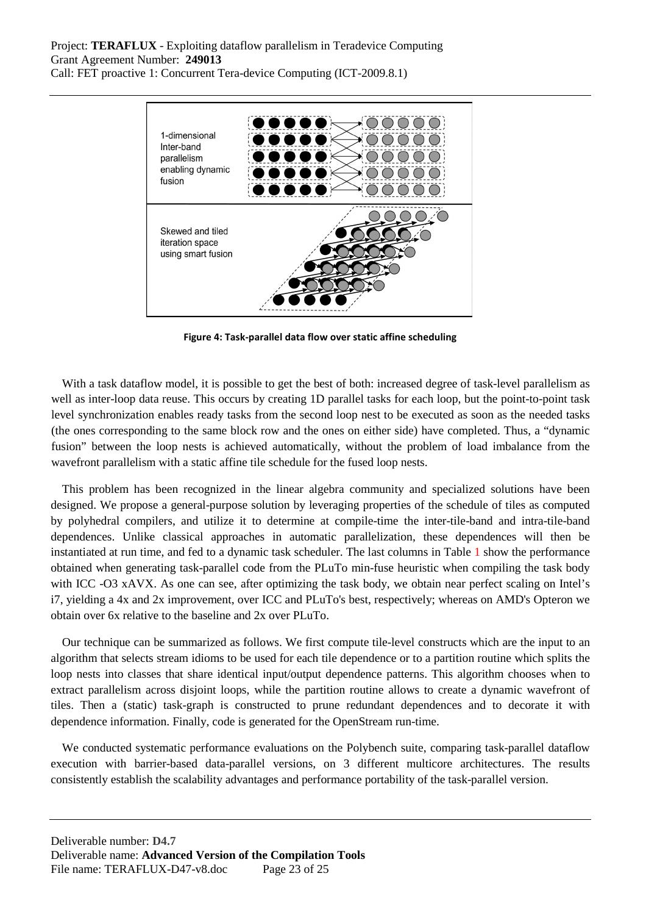Figure 4: Task-parallel data flow over static affine scheduling

With a task dataflow model, it is possible to get the best of both: increased degree of task-level parallelism as well as inter-loop data reuse. This occurs by creating 1D parallel tasks for each loop, but the point-to-point task level synchronization enables ready tasks from the second loop nest to be executed as soon as the needed tasks (the ones corresponding to the same block row and the ones on either side) have completed. Thus, a "dynamic fusion" between the loop nests is achieved automatically, without the problem of load imbalance from the wavefront parallelism with a static affine tile schedule for the fused loop nests.

This problem has been recognized in the linear algebra community and specialized solutions have been designed. We propose a general-purpose solution by leveraging properties of the schedule of tiles as computed by polyhedral compilers, and utilize it to determine at compile-time the inter-tile-band and intra-tile-band dependences. Unlike classical approaches in automatic parallelization, these dependences will then be instantiated at run time, and fed to a dynamic task scheduler. The last columns in Table 1 show the performance obtained when generating task-parallel code from the PLuTo min-fuse heuristic when compiling the task body with ICC -O3 xAVX. As one can see, after optimizing the task body, we obtain near perfect scaling on Intel's i7, yielding a 4x and 2x improvement, over ICC and PLuTo's best, respectively; whereas on AMD's Opteron we obtain over 6x relative to the baseline and 2x over PLuTo.

Our technique can be summarized as follows. We first compute tile-level constructs which are the input to an algorithm that selects stream idioms to be used for each tile dependence or to a partition routine which splits the loop nests into classes that share identical input/output dependence patterns. This algorithm chooses when to extract parallelism across disjoint loops, while the partition routine allows to create a dynamic wavefront of tiles. Then a (static) task-graph is constructed to prune redundant dependences and to decorate it with dependence information. Finally, code is generated for the OpenStream run-time.

We conducted systematic performance evaluations on the Polybench suite, comparing task-parallel dataflow execution with barrier-based data-parallel versions, on 3 different multicore architectures. The results consistently establish the scalability advantages and performance portability of the task-parallel version.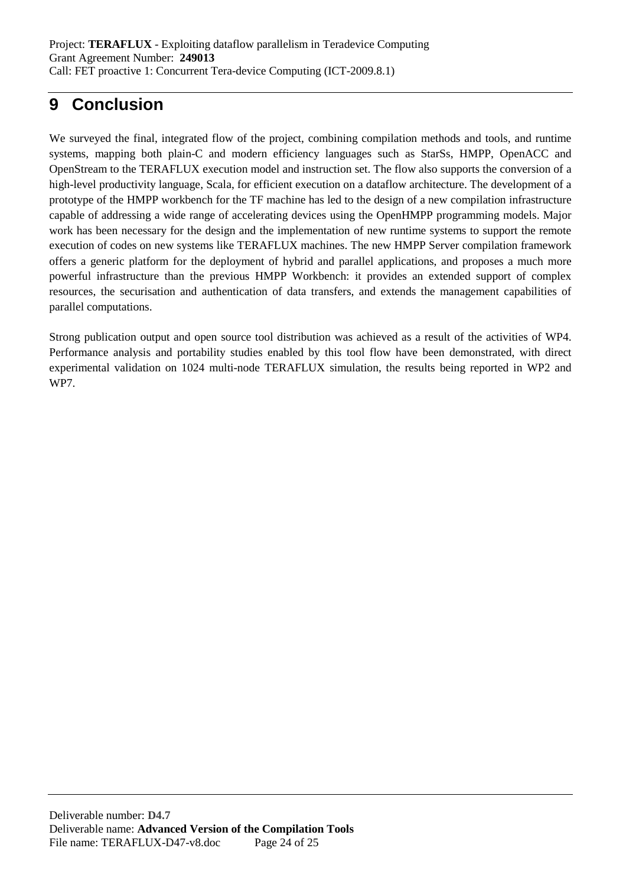# 9 Conclusion

We surveyed the final, integrated flow of the project, combining compilation methods and tools, and runtime systems, mapping both plain-C and modern efficiency languages such as StarSs, HMPP, OpenACC and OpenStream to the TERAFLUX execution model and instruction set. The flow also supports the conversion of a high-level productivity language, Scala, for efficient execution on a dataflow architecture. The development of a prototype of the HMPP workbench for the TF machine has led to the design of a new compilation infrastructure capable of addressing a wide range of accelerating devices using the OpenHMPP programming models. Major work has been necessary for the design and the implementation of new runtime systems to support the remote execution of codes on new systems like TERAFLUX machines. The new HMPP Server compilation framework offers a generic platform for the deployment of hybrid and parallel applications, and proposes a much more powerful infrastructure than the previous HMPP Workbench: it provides an extended support of complex resources, the securisation and authentication of data transfers, and extends the management capabilities of parallel computations.

Strong publication output and open source tool distribution was achieved as a result of the activities of WP4. Performance analysis and portability studies enabled by this tool flow have been demonstrated, with direct experimental validation on 1024 multi-node TERAFLUX simulation, the results being reported in WP2 and WP7.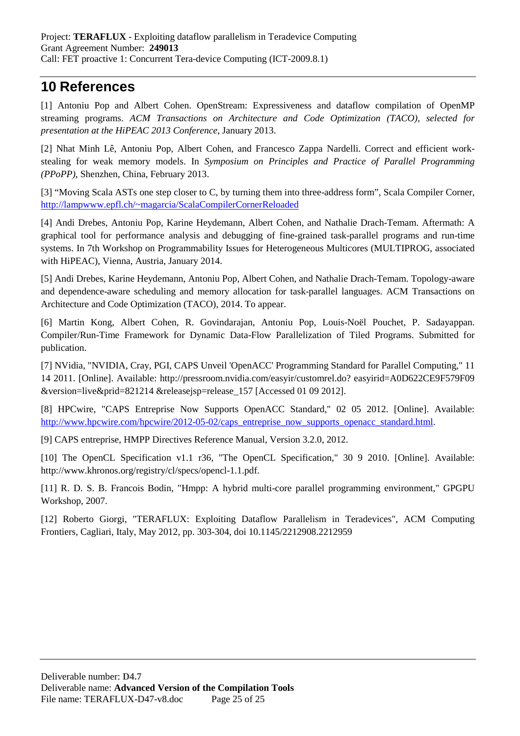# 10 References

[1] Antoniu Pop and Albert Cohen. OpenStream: Expressiveness and dataflow compilation of OpenMP streaming programs. *ACM Transactions on Architecture and Code Optimization (TACO), selected for presentation at the HiPEAC 2013 Conference*, January 2013.

[2] Nhat Minh Lê, Antoniu Pop, Albert Cohen, and Francesco Zappa Nardelli. Correct and efficient work-stealing for weak memory models. In *Symposium on Principles and Practice of Parallel Programming (PPoPP)*, Shenzhen, China, February 2013.

[3] "Moving Scala ASTs one step closer to C, by turning them into three-address form", Scala Compiler Corner, http://lampwww.epfl.ch/~magarcia/ScalaCompilerCornerReloaded

[4] Andi Drebes, Antoniu Pop, Karine Heydemann, Albert Cohen, and Nathalie Drach-Temam. Aftermath: A graphical tool for performance analysis and debugging of fine-grained task-parallel programs and run-time systems. In 7th Workshop on Programmability Issues for Heterogeneous Multicores (MULTIPROG, associated with HiPEAC), Vienna, Austria, January 2014.

[5] Andi Drebes, Karine Heydemann, Antoniu Pop, Albert Cohen, and Nathalie Drach-Temam. Topology-aware and dependence-aware scheduling and memory allocation for task-parallel languages. ACM Transactions on Architecture and Code Optimization (TACO), 2014. To appear.

[6] Martin Kong, Albert Cohen, R. Govindarajan, Antoniu Pop, Louis-Noël Pouchet, P. Sadayappan. Compiler/Run-Time Framework for Dynamic Data-Flow Parallelization of Tiled Programs. Submitted for publication.

[7] NVidia, "NVIDIA, Cray, PGI, CAPS Unveil 'OpenACC' Programming Standard for Parallel Computing," 11 14 2011. [Online]. Available: http://pressroom.nvidia.com/easyir/customrel.do? easyirid=A0D622CE9F579F09 &version=live&prid=821214 &releasejsp=release_157 [Accessed 01 09 2012].

[8] HPCwire, "CAPS Entreprise Now Supports OpenACC Standard," 02 05 2012. [Online]. Available: http://www.hpcwire.com/hpcwire/2012-05-02/caps_entreprise_now_supports_openacc_standard.html.

[9] CAPS entreprise, HMPP Directives Reference Manual, Version 3.2.0, 2012.

[10] The OpenCL Specification v1.1 r36, "The OpenCL Specification," 30 9 2010. [Online]. Available: http://www.khronos.org/registry/cl/specs/opencl-1.1.pdf.

[11] R. D. S. B. Francois Bodin, "Hmpp: A hybrid multi-core parallel programming environment," GPGPU Workshop, 2007.

[12] Roberto Giorgi, "TERAFLUX: Exploiting Dataflow Parallelism in Teradevices", ACM Computing Frontiers, Cagliari, Italy, May 2012, pp. 303-304, doi 10.1145/2212908.2212959